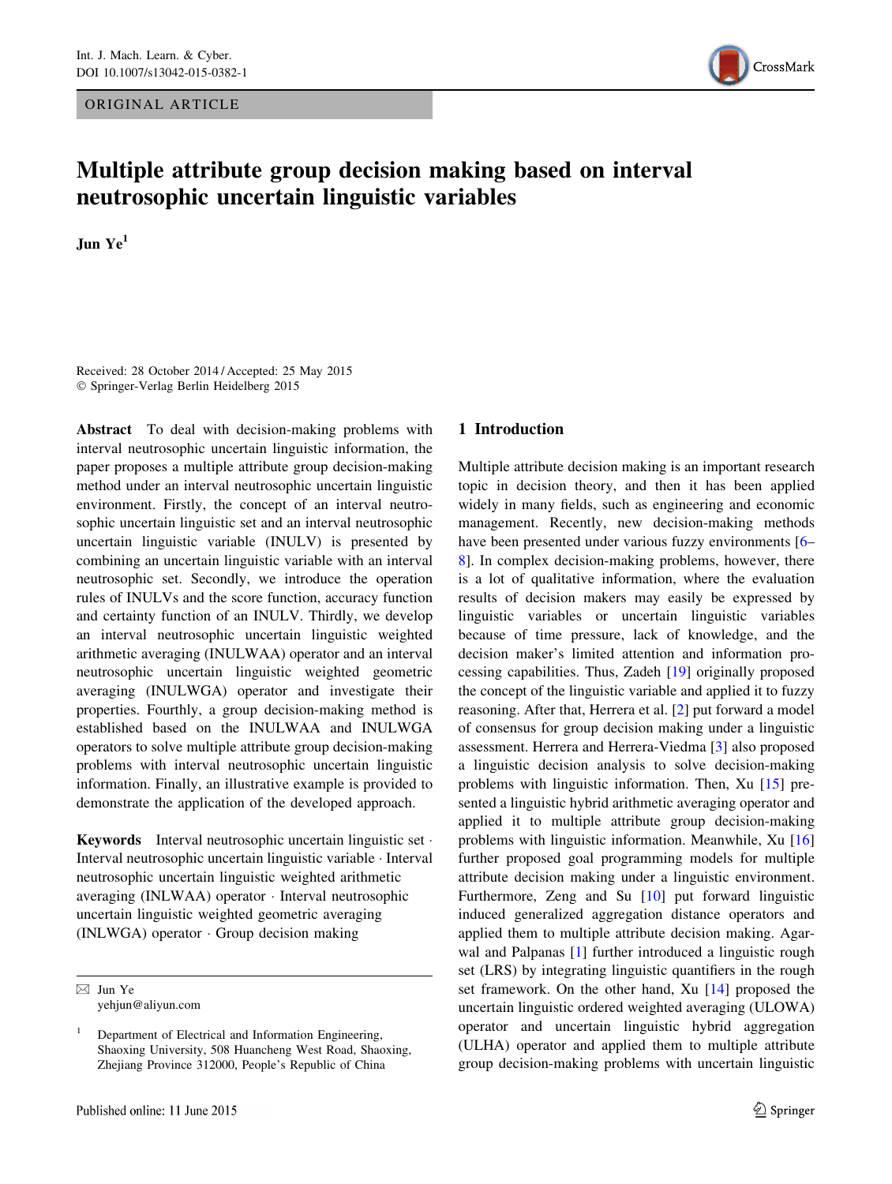ORIGINAL ARTICLE

# Multiple attribute group decision making based on interval neutrosophic uncertain linguistic variables

**Jun Ye**[1]

Received: 28 October 2014 / Accepted: 25 May 2015
© Springer-Verlag Berlin Heidelberg 2015

**Abstract** To deal with decision-making problems with interval neutrosophic uncertain linguistic information, the paper proposes a multiple attribute group decision-making method under an interval neutrosophic uncertain linguistic environment. Firstly, the concept of an interval neutrosophic uncertain linguistic set and an interval neutrosophic uncertain linguistic variable (INULV) is presented by combining an uncertain linguistic variable with an interval neutrosophic set. Secondly, we introduce the operation rules of INULVs and the score function, accuracy function and certainty function of an INULV. Thirdly, we develop an interval neutrosophic uncertain linguistic weighted arithmetic averaging (INULWAA) operator and an interval neutrosophic uncertain linguistic weighted geometric averaging (INULWGA) operator and investigate their properties. Fourthly, a group decision-making method is established based on the INULWAA and INULWGA operators to solve multiple attribute group decision-making problems with interval neutrosophic uncertain linguistic information. Finally, an illustrative example is provided to demonstrate the application of the developed approach.

**Keywords** Interval neutrosophic uncertain linguistic set · Interval neutrosophic uncertain linguistic variable · Interval neutrosophic uncertain linguistic weighted arithmetic averaging (INLWAA) operator · Interval neutrosophic uncertain linguistic weighted geometric averaging (INLWGA) operator · Group decision making

✉ Jun Ye
yehjun@aliyun.com

[1] Department of Electrical and Information Engineering, Shaoxing University, 508 Huancheng West Road, Shaoxing, Zhejiang Province 312000, People's Republic of China

## 1 Introduction

Multiple attribute decision making is an important research topic in decision theory, and then it has been applied widely in many fields, such as engineering and economic management. Recently, new decision-making methods have been presented under various fuzzy environments [6–8]. In complex decision-making problems, however, there is a lot of qualitative information, where the evaluation results of decision makers may easily be expressed by linguistic variables or uncertain linguistic variables because of time pressure, lack of knowledge, and the decision maker's limited attention and information processing capabilities. Thus, Zadeh [19] originally proposed the concept of the linguistic variable and applied it to fuzzy reasoning. After that, Herrera et al. [2] put forward a model of consensus for group decision making under a linguistic assessment. Herrera and Herrera-Viedma [3] also proposed a linguistic decision analysis to solve decision-making problems with linguistic information. Then, Xu [15] presented a linguistic hybrid arithmetic averaging operator and applied it to multiple attribute group decision-making problems with linguistic information. Meanwhile, Xu [16] further proposed goal programming models for multiple attribute decision making under a linguistic environment. Furthermore, Zeng and Su [10] put forward linguistic induced generalized aggregation distance operators and applied them to multiple attribute decision making. Agarwal and Palpanas [1] further introduced a linguistic rough set (LRS) by integrating linguistic quantifiers in the rough set framework. On the other hand, Xu [14] proposed the uncertain linguistic ordered weighted averaging (ULOWA) operator and uncertain linguistic hybrid aggregation (ULHA) operator and applied them to multiple attribute group decision-making problems with uncertain linguistic

Published online: 11 June 2015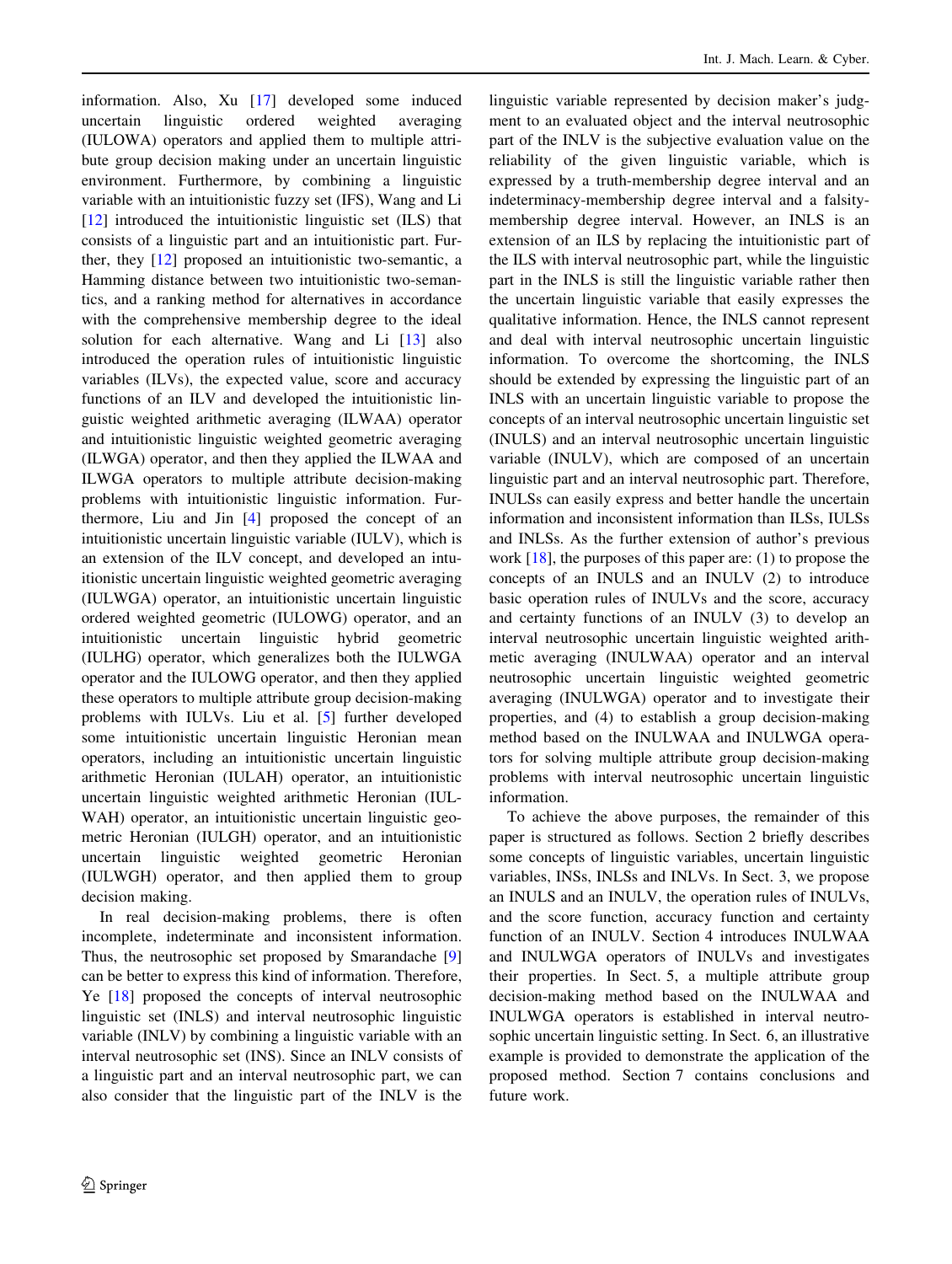information. Also, Xu [17] developed some induced uncertain linguistic ordered weighted averaging (IULOWA) operators and applied them to multiple attribute group decision making under an uncertain linguistic environment. Furthermore, by combining a linguistic variable with an intuitionistic fuzzy set (IFS), Wang and Li [12] introduced the intuitionistic linguistic set (ILS) that consists of a linguistic part and an intuitionistic part. Further, they [12] proposed an intuitionistic two-semantic, a Hamming distance between two intuitionistic two-semantics, and a ranking method for alternatives in accordance with the comprehensive membership degree to the ideal solution for each alternative. Wang and Li [13] also introduced the operation rules of intuitionistic linguistic variables (ILVs), the expected value, score and accuracy functions of an ILV and developed the intuitionistic linguistic weighted arithmetic averaging (ILWAA) operator and intuitionistic linguistic weighted geometric averaging (ILWGA) operator, and then they applied the ILWAA and ILWGA operators to multiple attribute decision-making problems with intuitionistic linguistic information. Furthermore, Liu and Jin [4] proposed the concept of an intuitionistic uncertain linguistic variable (IULV), which is an extension of the ILV concept, and developed an intuitionistic uncertain linguistic weighted geometric averaging (IULWGA) operator, an intuitionistic uncertain linguistic ordered weighted geometric (IULOWG) operator, and an intuitionistic uncertain linguistic hybrid geometric (IULHG) operator, which generalizes both the IULWGA operator and the IULOWG operator, and then they applied these operators to multiple attribute group decision-making problems with IULVs. Liu et al. [5] further developed some intuitionistic uncertain linguistic Heronian mean operators, including an intuitionistic uncertain linguistic arithmetic Heronian (IULAH) operator, an intuitionistic uncertain linguistic weighted arithmetic Heronian (IULWAH) operator, an intuitionistic uncertain linguistic geometric Heronian (IULGH) operator, and an intuitionistic uncertain linguistic weighted geometric Heronian (IULWGH) operator, and then applied them to group decision making.

In real decision-making problems, there is often incomplete, indeterminate and inconsistent information. Thus, the neutrosophic set proposed by Smarandache [9] can be better to express this kind of information. Therefore, Ye [18] proposed the concepts of interval neutrosophic linguistic set (INLS) and interval neutrosophic linguistic variable (INLV) by combining a linguistic variable with an interval neutrosophic set (INS). Since an INLV consists of a linguistic part and an interval neutrosophic part, we can also consider that the linguistic part of the INLV is the linguistic variable represented by decision maker's judgment to an evaluated object and the interval neutrosophic part of the INLV is the subjective evaluation value on the reliability of the given linguistic variable, which is expressed by a truth-membership degree interval and an indeterminacy-membership degree interval and a falsity-membership degree interval. However, an INLS is an extension of an ILS by replacing the intuitionistic part of the ILS with interval neutrosophic part, while the linguistic part in the INLS is still the linguistic variable rather then the uncertain linguistic variable that easily expresses the qualitative information. Hence, the INLS cannot represent and deal with interval neutrosophic uncertain linguistic information. To overcome the shortcoming, the INLS should be extended by expressing the linguistic part of an INLS with an uncertain linguistic variable to propose the concepts of an interval neutrosophic uncertain linguistic set (INULS) and an interval neutrosophic uncertain linguistic variable (INULV), which are composed of an uncertain linguistic part and an interval neutrosophic part. Therefore, INULSs can easily express and better handle the uncertain information and inconsistent information than ILSs, IULSs and INLSs. As the further extension of author's previous work [18], the purposes of this paper are: (1) to propose the concepts of an INULS and an INULV (2) to introduce basic operation rules of INULVs and the score, accuracy and certainty functions of an INULV (3) to develop an interval neutrosophic uncertain linguistic weighted arithmetic averaging (INULWAA) operator and an interval neutrosophic uncertain linguistic weighted geometric averaging (INULWGA) operator and to investigate their properties, and (4) to establish a group decision-making method based on the INULWAA and INULWGA operators for solving multiple attribute group decision-making problems with interval neutrosophic uncertain linguistic information.

To achieve the above purposes, the remainder of this paper is structured as follows. Section 2 briefly describes some concepts of linguistic variables, uncertain linguistic variables, INSs, INLSs and INLVs. In Sect. 3, we propose an INULS and an INULV, the operation rules of INULVs, and the score function, accuracy function and certainty function of an INULV. Section 4 introduces INULWAA and INULWGA operators of INULVs and investigates their properties. In Sect. 5, a multiple attribute group decision-making method based on the INULWAA and INULWGA operators is established in interval neutrosophic uncertain linguistic setting. In Sect. 6, an illustrative example is provided to demonstrate the application of the proposed method. Section 7 contains conclusions and future work.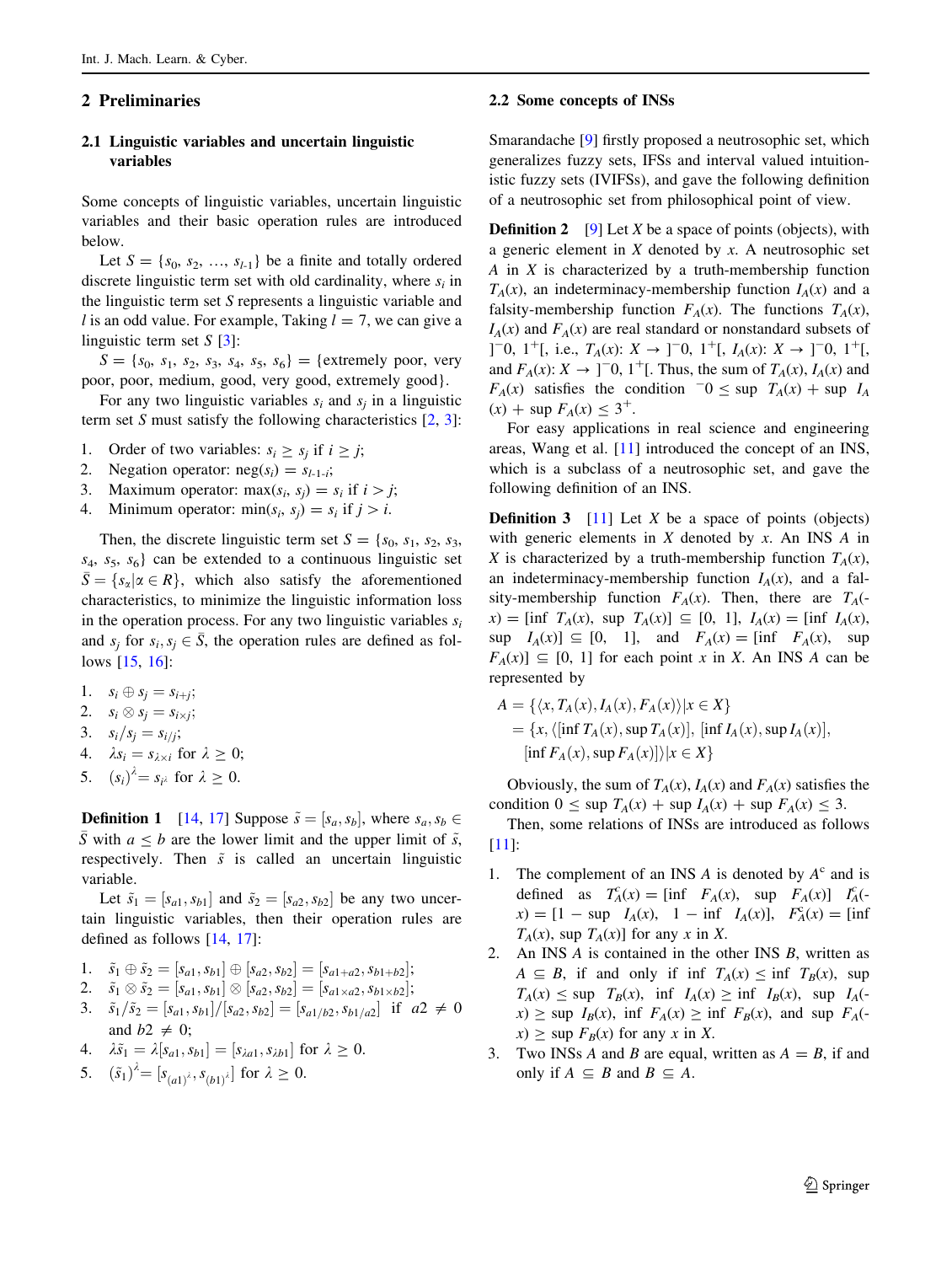## 2 Preliminaries

### 2.1 Linguistic variables and uncertain linguistic variables

Some concepts of linguistic variables, uncertain linguistic variables and their basic operation rules are introduced below.

Let $S = \{s_0, s_2, \ldots, s_{l-1}\}$ be a finite and totally ordered discrete linguistic term set with old cardinality, where $s_i$ in the linguistic term set $S$ represents a linguistic variable and $l$ is an odd value. For example, Taking $l = 7$, we can give a linguistic term set $S$ [3]:

$S = \{s_0, s_1, s_2, s_3, s_4, s_5, s_6\}$ = {extremely poor, very poor, poor, medium, good, very good, extremely good}.

For any two linguistic variables $s_i$ and $s_j$ in a linguistic term set $S$ must satisfy the following characteristics [2, 3]:

1. Order of two variables: $s_i \geq s_j$ if $i \geq j$;
2. Negation operator: $\text{neg}(s_i) = s_{l-1-i}$;
3. Maximum operator: $\max(s_i, s_j) = s_i$ if $i > j$;
4. Minimum operator: $\min(s_i, s_j) = s_i$ if $j > i$.

Then, the discrete linguistic term set $S = \{s_0, s_1, s_2, s_3, s_4, s_5, s_6\}$ can be extended to a continuous linguistic set $\bar{S} = \{s_\alpha | \alpha \in R\}$, which also satisfy the aforementioned characteristics, to minimize the linguistic information loss in the operation process. For any two linguistic variables $s_i$ and $s_j$ for $s_i, s_j \in \bar{S}$, the operation rules are defined as follows [15, 16]:

1. $s_i \oplus s_j = s_{i+j}$;
2. $s_i \otimes s_j = s_{i \times j}$;
3. $s_i / s_j = s_{i/j}$;
4. $\lambda s_i = s_{\lambda \times i}$ for $\lambda \geq 0$;
5. $(s_i)^\lambda = s_{i^\lambda}$ for $\lambda \geq 0$.

**Definition 1** [14, 17] Suppose $\tilde{s} = [s_a, s_b]$, where $s_a, s_b \in \bar{S}$ with $a \leq b$ are the lower limit and the upper limit of $\tilde{s}$, respectively. Then $\tilde{s}$ is called an uncertain linguistic variable.

Let $\tilde{s}_1 = [s_{a1}, s_{b1}]$ and $\tilde{s}_2 = [s_{a2}, s_{b2}]$ be any two uncertain linguistic variables, then their operation rules are defined as follows [14, 17]:

1. $\tilde{s}_1 \oplus \tilde{s}_2 = [s_{a1}, s_{b1}] \oplus [s_{a2}, s_{b2}] = [s_{a1+a2}, s_{b1+b2}]$;
2. $\tilde{s}_1 \otimes \tilde{s}_2 = [s_{a1}, s_{b1}] \otimes [s_{a2}, s_{b2}] = [s_{a1 \times a2}, s_{b1 \times b2}]$;
3. $\tilde{s}_1 / \tilde{s}_2 = [s_{a1}, s_{b1}] / [s_{a2}, s_{b2}] = [s_{a1/b2}, s_{b1/a2}]$ if $a2 \neq 0$ and $b2 \neq 0$;
4. $\lambda \tilde{s}_1 = \lambda [s_{a1}, s_{b1}] = [s_{\lambda a1}, s_{\lambda b1}]$ for $\lambda \geq 0$.
5. $(\tilde{s}_1)^\lambda = [s_{(a1)^\lambda}, s_{(b1)^\lambda}]$ for $\lambda \geq 0$.

### 2.2 Some concepts of INSs

Smarandache [9] firstly proposed a neutrosophic set, which generalizes fuzzy sets, IFSs and interval valued intuitionistic fuzzy sets (IVIFSs), and gave the following definition of a neutrosophic set from philosophical point of view.

**Definition 2** [9] Let $X$ be a space of points (objects), with a generic element in $X$ denoted by $x$. A neutrosophic set $A$ in $X$ is characterized by a truth-membership function $T_A(x)$, an indeterminacy-membership function $I_A(x)$ and a falsity-membership function $F_A(x)$. The functions $T_A(x)$, $I_A(x)$ and $F_A(x)$ are real standard or nonstandard subsets of $]^-0, 1^+[$, i.e., $T_A(x)$: $X \to ]^-0, 1^+[$, $I_A(x)$: $X \to ]^-0, 1^+[$, and $F_A(x)$: $X \to ]^-0, 1^+[$. Thus, the sum of $T_A(x)$, $I_A(x)$ and $F_A(x)$ satisfies the condition $^-0 \leq \sup T_A(x) + \sup I_A(x) + \sup F_A(x) \leq 3^+$.

For easy applications in real science and engineering areas, Wang et al. [11] introduced the concept of an INS, which is a subclass of a neutrosophic set, and gave the following definition of an INS.

**Definition 3** [11] Let $X$ be a space of points (objects) with generic elements in $X$ denoted by $x$. An INS $A$ in $X$ is characterized by a truth-membership function $T_A(x)$, an indeterminacy-membership function $I_A(x)$, and a falsity-membership function $F_A(x)$. Then, there are $T_A(x) = [\inf T_A(x), \sup T_A(x)] \subseteq [0, 1]$, $I_A(x) = [\inf I_A(x), \sup I_A(x)] \subseteq [0, 1]$, and $F_A(x) = [\inf F_A(x), \sup F_A(x)] \subseteq [0, 1]$ for each point $x$ in $X$. An INS $A$ can be represented by

$$
\begin{aligned}
A &= \{\langle x, T_A(x), I_A(x), F_A(x)\rangle | x \in X\} \\
&= \{x, \langle [\inf T_A(x), \sup T_A(x)], [\inf I_A(x), \sup I_A(x)], \\
&\quad [\inf F_A(x), \sup F_A(x)]\rangle | x \in X\}
\end{aligned}
$$

Obviously, the sum of $T_A(x)$, $I_A(x)$ and $F_A(x)$ satisfies the condition $0 \leq \sup T_A(x) + \sup I_A(x) + \sup F_A(x) \leq 3$.

Then, some relations of INSs are introduced as follows [11]:

1. The complement of an INS $A$ is denoted by $A^c$ and is defined as $T_A^c(x) = [\inf F_A(x), \sup F_A(x)]$ $I_A^c(x) = [1 - \sup I_A(x), 1 - \inf I_A(x)]$, $F_A^c(x) = [\inf T_A(x), \sup T_A(x)]$ for any $x$ in $X$.
2. An INS $A$ is contained in the other INS $B$, written as $A \subseteq B$, if and only if $\inf T_A(x) \leq \inf T_B(x)$, $\sup T_A(x) \leq \sup T_B(x)$, $\inf I_A(x) \geq \inf I_B(x)$, $\sup I_A(x) \geq \sup I_B(x)$, $\inf F_A(x) \geq \inf F_B(x)$, and $\sup F_A(x) \geq \sup F_B(x)$ for any $x$ in $X$.
3. Two INSs $A$ and $B$ are equal, written as $A = B$, if and only if $A \subseteq B$ and $B \subseteq A$.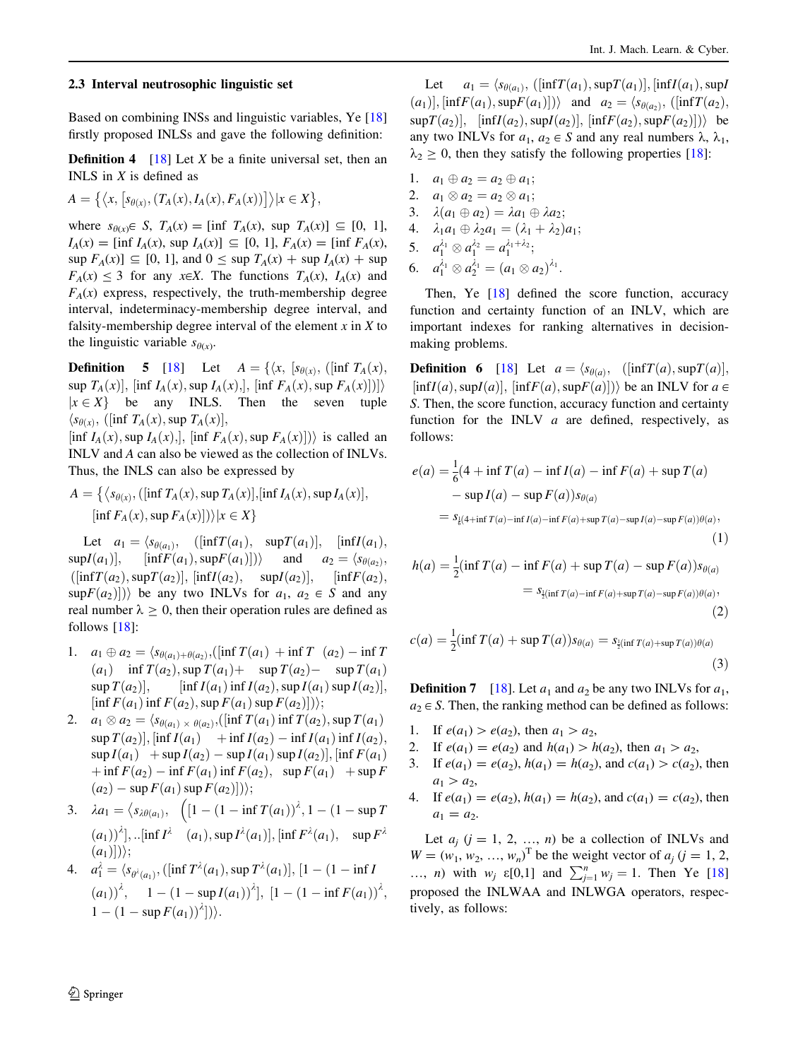### 2.3 Interval neutrosophic linguistic set

Based on combining INSs and linguistic variables, Ye [18] firstly proposed INLSs and gave the following definition:

**Definition 4** [18] Let $X$ be a finite universal set, then an INLS in $X$ is defined as

$$A = \left\{ \left\langle x, \left[ s_{\theta(x)}, (T_A(x), I_A(x), F_A(x)) \right] \right\rangle | x \in X \right\},$$

where $s_{\theta(x)} \in S$, $T_A(x) = [\inf T_A(x), \sup T_A(x)] \subseteq [0, 1]$, $I_A(x) = [\inf I_A(x), \sup I_A(x)] \subseteq [0, 1]$, $F_A(x) = [\inf F_A(x), \sup F_A(x)] \subseteq [0, 1]$, and $0 \leq \sup T_A(x) + \sup I_A(x) + \sup F_A(x) \leq 3$ for any $x \in X$. The functions $T_A(x)$, $I_A(x)$ and $F_A(x)$ express, respectively, the truth-membership degree interval, indeterminacy-membership degree interval, and falsity-membership degree interval of the element $x$ in $X$ to the linguistic variable $s_{\theta(x)}$.

**Definition 5** [18] Let $A = \{\langle x, [s_{\theta(x)}, ([\inf T_A(x), \sup T_A(x)], [\inf I_A(x), \sup I_A(x),], [\inf F_A(x), \sup F_A(x)])]\rangle | x \in X\}$ be any INLS. Then the seven tuple $\langle s_{\theta(x)}, ([\inf T_A(x), \sup T_A(x)], [\inf I_A(x), \sup I_A(x),], [\inf F_A(x), \sup F_A(x)])\rangle$ is called an INLV and $A$ can also be viewed as the collection of INLVs. Thus, the INLS can also be expressed by

$$A = \left\{ \left\langle s_{\theta(x)}, ([\inf T_A(x), \sup T_A(x)], [\inf I_A(x), \sup I_A(x)], [\inf F_A(x), \sup F_A(x)]) \right\rangle | x \in X \right\}$$

Let $a_1 = \langle s_{\theta(a_1)}, ([\inf T(a_1), \sup T(a_1)], [\inf I(a_1), \sup I(a_1)], [\inf F(a_1), \sup F(a_1)])\rangle$ and $a_2 = \langle s_{\theta(a_2)}, ([\inf T(a_2), \sup T(a_2)], [\inf I(a_2), \sup I(a_2)], [\inf F(a_2), \sup F(a_2)])\rangle$ be any two INLVs for $a_1, a_2 \in S$ and any real number $\lambda \geq 0$, then their operation rules are defined as follows [18]:

1. $a_1 \oplus a_2 = \langle s_{\theta(a_1)+\theta(a_2)}, ([\inf T(a_1) + \inf T(a_2) - \inf T(a_1) \inf T(a_2), \sup T(a_1) + \sup T(a_2) - \sup T(a_1) \sup T(a_2)], [\inf I(a_1) \inf I(a_2), \sup I(a_1) \sup I(a_2)], [\inf F(a_1) \inf F(a_2), \sup F(a_1) \sup F(a_2)])\rangle$;
2. $a_1 \otimes a_2 = \langle s_{\theta(a_1) \times \theta(a_2)}, ([\inf T(a_1) \inf T(a_2), \sup T(a_1) \sup T(a_2)], [\inf I(a_1) + \inf I(a_2) - \inf I(a_1) \inf I(a_2), \sup I(a_1) + \sup I(a_2) - \sup I(a_1) \sup I(a_2)], [\inf F(a_1) + \inf F(a_2) - \inf F(a_1) \inf F(a_2), \sup F(a_1) + \sup F(a_2) - \sup F(a_1) \sup F(a_2)])\rangle$;
3. $\lambda a_1 = \left\langle s_{\lambda\theta(a_1)}, \left( [1 - (1 - \inf T(a_1))^{\lambda}, 1 - (1 - \sup T(a_1))^{\lambda}], [\inf I^{\lambda}(a_1), \sup I^{\lambda}(a_1)], [\inf F^{\lambda}(a_1), \sup F^{\lambda}(a_1)] \right) \right\rangle$;
4. $a_1^{\lambda} = \langle s_{\theta^{\lambda}(a_1)}, ([\inf T^{\lambda}(a_1), \sup T^{\lambda}(a_1)], [1 - (1 - \inf I(a_1))^{\lambda}, 1 - (1 - \sup I(a_1))^{\lambda}], [1 - (1 - \inf F(a_1))^{\lambda}, 1 - (1 - \sup F(a_1))^{\lambda}])\rangle$.

Let $a_1 = \langle s_{\theta(a_1)}, ([\inf T(a_1), \sup T(a_1)], [\inf I(a_1), \sup I(a_1)], [\inf F(a_1), \sup F(a_1)])\rangle$ and $a_2 = \langle s_{\theta(a_2)}, ([\inf T(a_2), \sup T(a_2)], [\inf I(a_2), \sup I(a_2)], [\inf F(a_2), \sup F(a_2)])\rangle$ be any two INLVs for $a_1, a_2 \in S$ and any real numbers $\lambda$, $\lambda_1$, $\lambda_2 \geq 0$, then they satisfy the following properties [18]:

1. $a_1 \oplus a_2 = a_2 \oplus a_1$;
2. $a_1 \otimes a_2 = a_2 \otimes a_1$;
3. $\lambda(a_1 \oplus a_2) = \lambda a_1 \oplus \lambda a_2$;
4. $\lambda_1 a_1 \oplus \lambda_2 a_1 = (\lambda_1 + \lambda_2) a_1$;
5. $a_1^{\lambda_1} \otimes a_1^{\lambda_2} = a_1^{\lambda_1 + \lambda_2}$;
6. $a_1^{\lambda_1} \otimes a_2^{\lambda_1} = (a_1 \otimes a_2)^{\lambda_1}$.

Then, Ye [18] defined the score function, accuracy function and certainty function of an INLV, which are important indexes for ranking alternatives in decision-making problems.

**Definition 6** [18] Let $a = \langle s_{\theta(a)}, ([\inf T(a), \sup T(a)], [\inf I(a), \sup I(a)], [\inf F(a), \sup F(a)])\rangle$ be an INLV for $a \in S$. Then, the score function, accuracy function and certainty function for the INLV $a$ are defined, respectively, as follows:

$$\begin{aligned} e(a) &= \frac{1}{6}(4 + \inf T(a) - \inf I(a) - \inf F(a) + \sup T(a) \\ &\quad - \sup I(a) - \sup F(a)) s_{\theta(a)} \\ &= s_{\frac{1}{6}(4 + \inf T(a) - \inf I(a) - \inf F(a) + \sup T(a) - \sup I(a) - \sup F(a))\theta(a)}, \end{aligned} \tag{1}$$

$$\begin{aligned} h(a) &= \frac{1}{2}(\inf T(a) - \inf F(a) + \sup T(a) - \sup F(a)) s_{\theta(a)} \\ &= s_{\frac{1}{2}(\inf T(a) - \inf F(a) + \sup T(a) - \sup F(a))\theta(a)}, \end{aligned} \tag{2}$$

$$c(a) = \frac{1}{2}(\inf T(a) + \sup T(a)) s_{\theta(a)} = s_{\frac{1}{2}(\inf T(a) + \sup T(a))\theta(a)} \tag{3}$$

**Definition 7** [18]. Let $a_1$ and $a_2$ be any two INLVs for $a_1, a_2 \in S$. Then, the ranking method can be defined as follows:

1. If $e(a_1) > e(a_2)$, then $a_1 > a_2$,
2. If $e(a_1) = e(a_2)$ and $h(a_1) > h(a_2)$, then $a_1 > a_2$,
3. If $e(a_1) = e(a_2)$, $h(a_1) = h(a_2)$, and $c(a_1) > c(a_2)$, then $a_1 > a_2$,
4. If $e(a_1) = e(a_2)$, $h(a_1) = h(a_2)$, and $c(a_1) = c(a_2)$, then $a_1 = a_2$.

Let $a_j$ ($j = 1, 2, \ldots, n$) be a collection of INLVs and $W = (w_1, w_2, \ldots, w_n)^{\mathrm{T}}$ be the weight vector of $a_j$ ($j = 1, 2, \ldots, n$) with $w_j \in [0,1]$ and $\sum_{j=1}^{n} w_j = 1$. Then Ye [18] proposed the INLWAA and INLWGA operators, respectively, as follows: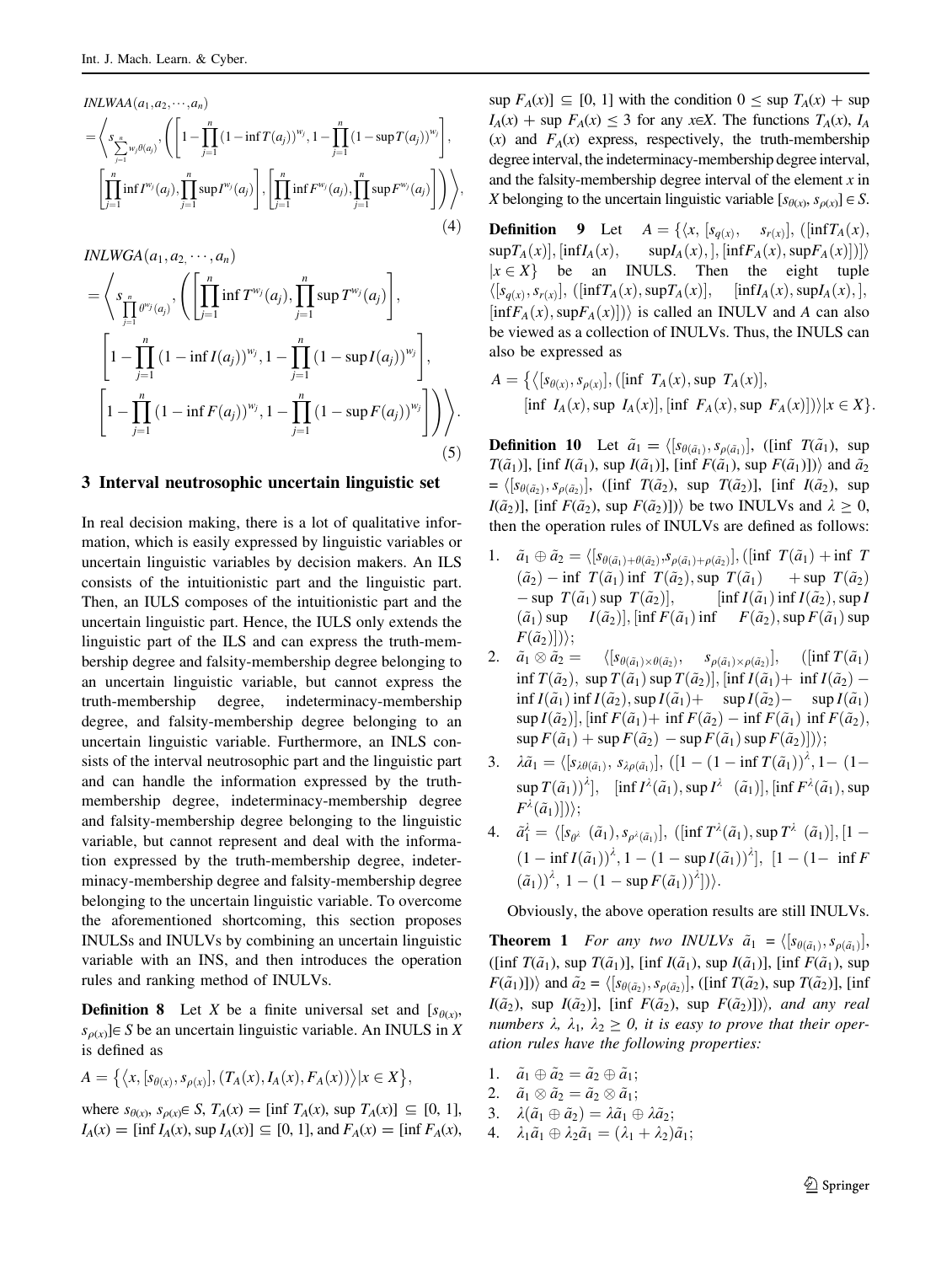$$INLWAA(a_1, a_2, \cdots, a_n) = \left\langle s_{\sum_{j=1}^{n} w_j \theta(a_j)}, \left( \left[ 1 - \prod_{j=1}^{n} (1 - \inf T(a_j))^{w_j}, 1 - \prod_{j=1}^{n} (1 - \sup T(a_j))^{w_j} \right], \left[ \prod_{j=1}^{n} \inf I^{w_j}(a_j), \prod_{j=1}^{n} \sup I^{w_j}(a_j) \right], \left[ \prod_{j=1}^{n} \inf F^{w_j}(a_j), \prod_{j=1}^{n} \sup F^{w_j}(a_j) \right] \right) \right\rangle, \tag{4}$$

$$INLWGA(a_1, a_2, \cdots, a_n) = \left\langle s_{\prod_{j=1}^{n} \theta^{w_j}(a_j)}, \left( \left[ \prod_{j=1}^{n} \inf T^{w_j}(a_j), \prod_{j=1}^{n} \sup T^{w_j}(a_j) \right], \left[ 1 - \prod_{j=1}^{n} (1 - \inf I(a_j))^{w_j}, 1 - \prod_{j=1}^{n} (1 - \sup I(a_j))^{w_j} \right], \left[ 1 - \prod_{j=1}^{n} (1 - \inf F(a_j))^{w_j}, 1 - \prod_{j=1}^{n} (1 - \sup F(a_j))^{w_j} \right] \right) \right\rangle. \tag{5}$$

## 3 Interval neutrosophic uncertain linguistic set

In real decision making, there is a lot of qualitative information, which is easily expressed by linguistic variables or uncertain linguistic variables by decision makers. An ILS consists of the intuitionistic part and the linguistic part. Then, an IULS composes of the intuitionistic part and the uncertain linguistic part. Hence, the IULS only extends the linguistic part of the ILS and can express the truth-membership degree and falsity-membership degree belonging to an uncertain linguistic variable, but cannot express the truth-membership degree, indeterminacy-membership degree, and falsity-membership degree belonging to an uncertain linguistic variable. Furthermore, an INLS consists of the interval neutrosophic part and the linguistic part and can handle the information expressed by the truth-membership degree, indeterminacy-membership degree and falsity-membership degree belonging to the linguistic variable, but cannot represent and deal with the information expressed by the truth-membership degree, indeterminacy-membership degree and falsity-membership degree belonging to the uncertain linguistic variable. To overcome the aforementioned shortcoming, this section proposes INULSs and INULVs by combining an uncertain linguistic variable with an INS, and then introduces the operation rules and ranking method of INULVs.

**Definition 8** Let $X$ be a finite universal set and $[s_{\theta(x)}, s_{\rho(x)}] \in S$ be an uncertain linguistic variable. An INULS in $X$ is defined as

$$A = \left\{ \left\langle x, [s_{\theta(x)}, s_{\rho(x)}], (T_A(x), I_A(x), F_A(x)) \right\rangle | x \in X \right\},$$

where $s_{\theta(x)}, s_{\rho(x)} \in S$, $T_A(x) = [\inf T_A(x), \sup T_A(x)] \subseteq [0, 1]$, $I_A(x) = [\inf I_A(x), \sup I_A(x)] \subseteq [0, 1]$, and $F_A(x) = [\inf F_A(x), \sup F_A(x)] \subseteq [0, 1]$ with the condition $0 \le \sup T_A(x) + \sup I_A(x) + \sup F_A(x) \le 3$ for any $x \in X$. The functions $T_A(x)$, $I_A(x)$ and $F_A(x)$ express, respectively, the truth-membership degree interval, the indeterminacy-membership degree interval, and the falsity-membership degree interval of the element $x$ in $X$ belonging to the uncertain linguistic variable $[s_{\theta(x)}, s_{\rho(x)}] \in S$.

**Definition 9** Let $A = \{\langle x, [s_{q(x)}, s_{r(x)}], ([\inf T_A(x), \sup T_A(x)], [\inf I_A(x), \sup I_A(x),], [\inf F_A(x), \sup F_A(x)])\rangle | x \in X\}$ be an INULS. Then the eight tuple $\langle [s_{q(x)}, s_{r(x)}], ([\inf T_A(x), \sup T_A(x)], [\inf I_A(x), \sup I_A(x),], [\inf F_A(x), \sup F_A(x)]) \rangle$ is called an INULV and $A$ can also be viewed as a collection of INULVs. Thus, the INULS can also be expressed as

$$A = \left\{ \left\langle [s_{\theta(x)}, s_{\rho(x)}], ([\inf\ T_A(x), \sup\ T_A(x)], [\inf\ I_A(x), \sup\ I_A(x)], [\inf\ F_A(x), \sup\ F_A(x)]) \right\rangle | x \in X \right\}.$$

**Definition 10** Let $\tilde{a}_1 = \langle [s_{\theta(\tilde{a}_1)}, s_{\rho(\tilde{a}_1)}]$, ([inf $T(\tilde{a}_1)$, sup $T(\tilde{a}_1)$], [inf $I(\tilde{a}_1)$, sup $I(\tilde{a}_1)$], [inf $F(\tilde{a}_1)$, sup $F(\tilde{a}_1)$])$\rangle$ and $\tilde{a}_2 = \langle [s_{\theta(\tilde{a}_2)}, s_{\rho(\tilde{a}_2)}]$, ([inf $T(\tilde{a}_2)$, sup $T(\tilde{a}_2)$], [inf $I(\tilde{a}_2)$, sup $I(\tilde{a}_2)$], [inf $F(\tilde{a}_2)$, sup $F(\tilde{a}_2)$])$\rangle$ be two INULVs and $\lambda \ge 0$, then the operation rules of INULVs are defined as follows:

1. $\tilde{a}_1 \oplus \tilde{a}_2 = \langle [s_{\theta(\tilde{a}_1)+\theta(\tilde{a}_2)}, s_{\rho(\tilde{a}_1)+\rho(\tilde{a}_2)}], ([\inf\ T(\tilde{a}_1) + \inf\ T(\tilde{a}_2) - \inf\ T(\tilde{a}_1) \inf\ T(\tilde{a}_2), \sup\ T(\tilde{a}_1) + \sup\ T(\tilde{a}_2) - \sup\ T(\tilde{a}_1) \sup\ T(\tilde{a}_2)], [\inf I(\tilde{a}_1) \inf I(\tilde{a}_2), \sup I(\tilde{a}_1) \sup I(\tilde{a}_2)], [\inf F(\tilde{a}_1) \inf F(\tilde{a}_2), \sup F(\tilde{a}_1) \sup F(\tilde{a}_2)]) \rangle$;
2. $\tilde{a}_1 \otimes \tilde{a}_2 = \langle [s_{\theta(\tilde{a}_1)\times\theta(\tilde{a}_2)}, s_{\rho(\tilde{a}_1)\times\rho(\tilde{a}_2)}], ([\inf T(\tilde{a}_1) \inf T(\tilde{a}_2), \sup T(\tilde{a}_1) \sup T(\tilde{a}_2)], [\inf I(\tilde{a}_1) + \inf I(\tilde{a}_2) - \inf I(\tilde{a}_1) \inf I(\tilde{a}_2), \sup I(\tilde{a}_1) + \sup I(\tilde{a}_2) - \sup I(\tilde{a}_1) \sup I(\tilde{a}_2)], [\inf F(\tilde{a}_1) + \inf F(\tilde{a}_2) - \inf F(\tilde{a}_1) \inf F(\tilde{a}_2), \sup F(\tilde{a}_1) + \sup F(\tilde{a}_2) - \sup F(\tilde{a}_1) \sup F(\tilde{a}_2)]) \rangle$;
3. $\lambda \tilde{a}_1 = \langle [s_{\lambda\theta(\tilde{a}_1)}, s_{\lambda\rho(\tilde{a}_1)}], ([1 - (1 - \inf T(\tilde{a}_1))^{\lambda}, 1 - (1 - \sup T(\tilde{a}_1))^{\lambda}], [\inf I^{\lambda}(\tilde{a}_1), \sup I^{\lambda}(\tilde{a}_1)], [\inf F^{\lambda}(\tilde{a}_1), \sup F^{\lambda}(\tilde{a}_1)]) \rangle$;
4. $\tilde{a}_1^{\lambda} = \langle [s_{\theta^{\lambda}(\tilde{a}_1)}, s_{\rho^{\lambda}(\tilde{a}_1)}], ([\inf T^{\lambda}(\tilde{a}_1), \sup T^{\lambda}(\tilde{a}_1)], [1 - (1 - \inf I(\tilde{a}_1))^{\lambda}, 1 - (1 - \sup I(\tilde{a}_1))^{\lambda}], [1 - (1 - \inf F(\tilde{a}_1))^{\lambda}, 1 - (1 - \sup F(\tilde{a}_1))^{\lambda}]) \rangle$.

Obviously, the above operation results are still INULVs.

**Theorem 1** *For any two INULVs* $\tilde{a}_1 = \langle [s_{\theta(\tilde{a}_1)}, s_{\rho(\tilde{a}_1)}]$, ([inf $T(\tilde{a}_1)$, sup $T(\tilde{a}_1)$], [inf $I(\tilde{a}_1)$, sup $I(\tilde{a}_1)$], [inf $F(\tilde{a}_1)$, sup $F(\tilde{a}_1)$])$\rangle$ *and* $\tilde{a}_2 = \langle [s_{\theta(\tilde{a}_2)}, s_{\rho(\tilde{a}_2)}]$, ([inf $T(\tilde{a}_2)$, sup $T(\tilde{a}_2)$], [inf $I(\tilde{a}_2)$, sup $I(\tilde{a}_2)$], [inf $F(\tilde{a}_2)$, sup $F(\tilde{a}_2)$])$\rangle$, *and any real numbers* $\lambda$, $\lambda_1$, $\lambda_2 \ge 0$, *it is easy to prove that their operation rules have the following properties:*

1. $\tilde{a}_1 \oplus \tilde{a}_2 = \tilde{a}_2 \oplus \tilde{a}_1$;
2. $\tilde{a}_1 \otimes \tilde{a}_2 = \tilde{a}_2 \otimes \tilde{a}_1$;
3. $\lambda(\tilde{a}_1 \oplus \tilde{a}_2) = \lambda\tilde{a}_1 \oplus \lambda\tilde{a}_2$;
4. $\lambda_1\tilde{a}_1 \oplus \lambda_2\tilde{a}_1 = (\lambda_1 + \lambda_2)\tilde{a}_1$;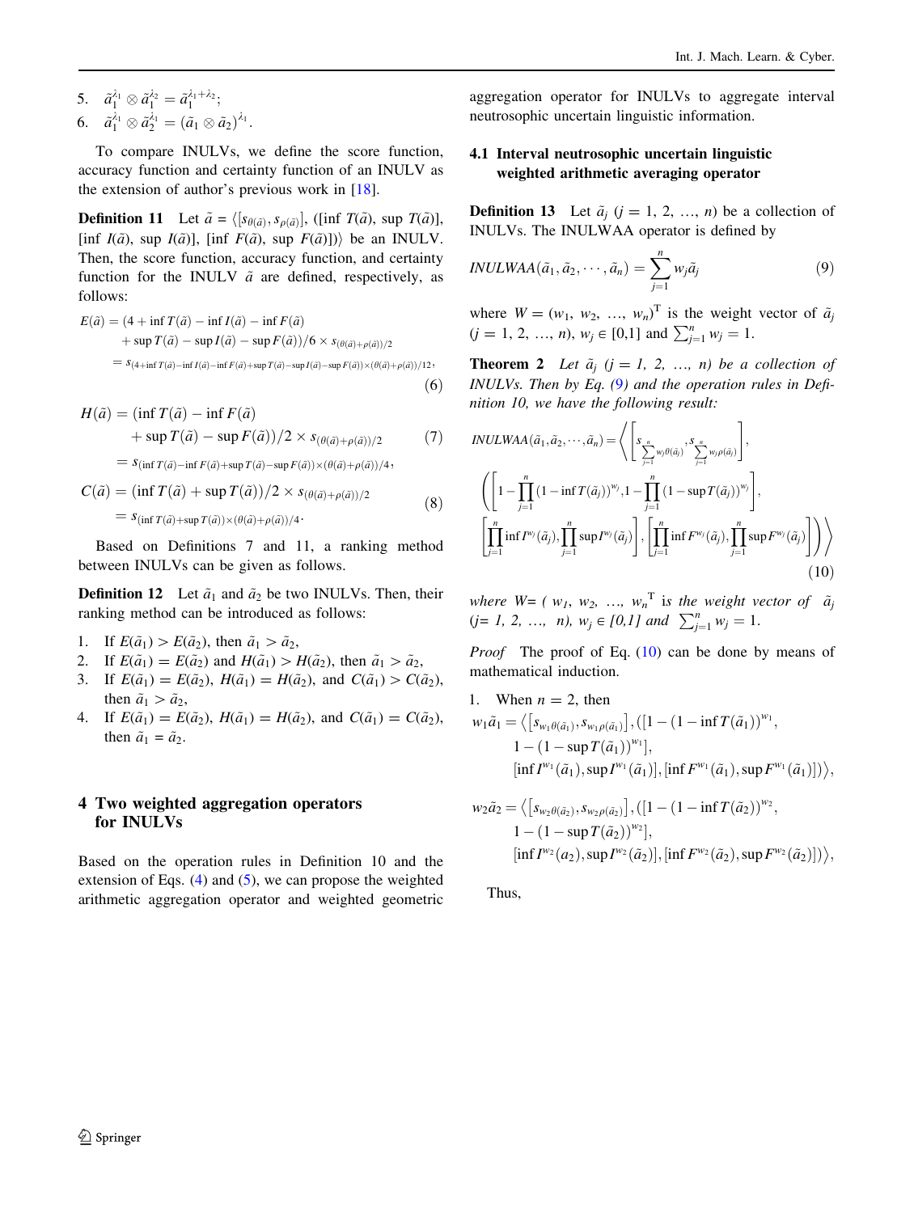5. $\tilde{a}_1^{\lambda_1} \otimes \tilde{a}_1^{\lambda_2} = \tilde{a}_1^{\lambda_1+\lambda_2}$;
6. $\tilde{a}_1^{\lambda_1} \otimes \tilde{a}_2^{\lambda_1} = (\tilde{a}_1 \otimes \tilde{a}_2)^{\lambda_1}$.

To compare INULVs, we define the score function, accuracy function and certainty function of an INULV as the extension of author's previous work in [18].

**Definition 11** Let $\tilde{a} = \langle [s_{\theta(\tilde{a})}, s_{\rho(\tilde{a})}], ([\inf T(\tilde{a}), \sup T(\tilde{a})], [\inf I(\tilde{a}), \sup I(\tilde{a})], [\inf F(\tilde{a}), \sup F(\tilde{a})])\rangle$ be an INULV. Then, the score function, accuracy function, and certainty function for the INULV $\tilde{a}$ are defined, respectively, as follows:

$$\begin{aligned} E(\tilde{a}) &= (4 + \inf T(\tilde{a}) - \inf I(\tilde{a}) - \inf F(\tilde{a}) \\ &\quad + \sup T(\tilde{a}) - \sup I(\tilde{a}) - \sup F(\tilde{a}))/6 \times s_{(\theta(\tilde{a})+\rho(\tilde{a}))/2} \\ &= s_{(4+\inf T(\tilde{a})-\inf I(\tilde{a})-\inf F(\tilde{a})+\sup T(\tilde{a})-\sup I(\tilde{a})-\sup F(\tilde{a}))\times(\theta(\tilde{a})+\rho(\tilde{a}))/12}, \end{aligned} \tag{6}$$

$$\begin{aligned} H(\tilde{a}) &= (\inf T(\tilde{a}) - \inf F(\tilde{a}) \\ &\quad + \sup T(\tilde{a}) - \sup F(\tilde{a}))/2 \times s_{(\theta(\tilde{a})+\rho(\tilde{a}))/2} \\ &= s_{(\inf T(\tilde{a})-\inf F(\tilde{a})+\sup T(\tilde{a})-\sup F(\tilde{a}))\times(\theta(\tilde{a})+\rho(\tilde{a}))/4}, \end{aligned} \tag{7}$$

$$\begin{aligned} C(\tilde{a}) &= (\inf T(\tilde{a}) + \sup T(\tilde{a}))/2 \times s_{(\theta(\tilde{a})+\rho(\tilde{a}))/2} \\ &= s_{(\inf T(\tilde{a})+\sup T(\tilde{a}))\times(\theta(\tilde{a})+\rho(\tilde{a}))/4}. \end{aligned} \tag{8}$$

Based on Definitions 7 and 11, a ranking method between INULVs can be given as follows.

**Definition 12** Let $\tilde{a}_1$ and $\tilde{a}_2$ be two INULVs. Then, their ranking method can be introduced as follows:

1. If $E(\tilde{a}_1) > E(\tilde{a}_2)$, then $\tilde{a}_1 > \tilde{a}_2$,
2. If $E(\tilde{a}_1) = E(\tilde{a}_2)$ and $H(\tilde{a}_1) > H(\tilde{a}_2)$, then $\tilde{a}_1 > \tilde{a}_2$,
3. If $E(\tilde{a}_1) = E(\tilde{a}_2)$, $H(\tilde{a}_1) = H(\tilde{a}_2)$, and $C(\tilde{a}_1) > C(\tilde{a}_2)$, then $\tilde{a}_1 > \tilde{a}_2$,
4. If $E(\tilde{a}_1) = E(\tilde{a}_2)$, $H(\tilde{a}_1) = H(\tilde{a}_2)$, and $C(\tilde{a}_1) = C(\tilde{a}_2)$, then $\tilde{a}_1 = \tilde{a}_2$.

## 4 Two weighted aggregation operators for INULVs

Based on the operation rules in Definition 10 and the extension of Eqs. (4) and (5), we can propose the weighted arithmetic aggregation operator and weighted geometric aggregation operator for INULVs to aggregate interval neutrosophic uncertain linguistic information.

### 4.1 Interval neutrosophic uncertain linguistic weighted arithmetic averaging operator

**Definition 13** Let $\tilde{a}_j$ ($j = 1, 2, \ldots, n$) be a collection of INULVs. The INULWAA operator is defined by

$$INULWAA(\tilde{a}_1, \tilde{a}_2, \cdots, \tilde{a}_n) = \sum_{j=1}^{n} w_j \tilde{a}_j \tag{9}$$

where $W = (w_1, w_2, \ldots, w_n)^T$ is the weight vector of $\tilde{a}_j$ ($j = 1, 2, \ldots, n$), $w_j \in [0,1]$ and $\sum_{j=1}^{n} w_j = 1$.

**Theorem 2** *Let $\tilde{a}_j$ ($j = 1, 2, \ldots, n$) be a collection of INULVs. Then by Eq. (9) and the operation rules in Definition 10, we have the following result:*

$$\begin{aligned} INULWAA(\tilde{a}_1, \tilde{a}_2, \cdots, \tilde{a}_n) = \Bigg\langle & \left[ s_{\sum_{j=1}^{n} w_j\theta(\tilde{a}_j)}, s_{\sum_{j=1}^{n} w_j\rho(\tilde{a}_j)} \right], \\ & \left( \left[ 1 - \prod_{j=1}^{n} (1 - \inf T(\tilde{a}_j))^{w_j}, 1 - \prod_{j=1}^{n} (1 - \sup T(\tilde{a}_j))^{w_j} \right], \right. \\ & \left. \left[ \prod_{j=1}^{n} \inf I^{w_j}(\tilde{a}_j), \prod_{j=1}^{n} \sup I^{w_j}(\tilde{a}_j) \right], \left[ \prod_{j=1}^{n} \inf F^{w_j}(\tilde{a}_j), \prod_{j=1}^{n} \sup F^{w_j}(\tilde{a}_j) \right] \right) \Bigg\rangle \end{aligned} \tag{10}$$

*where $W = (w_1, w_2, \ldots, w_n)^T$ is the weight vector of $\tilde{a}_j$ ($j = 1, 2, \ldots, n$), $w_j \in [0,1]$ and $\sum_{j=1}^{n} w_j = 1$.*

*Proof* The proof of Eq. (10) can be done by means of mathematical induction.

1. When $n = 2$, then

$$\begin{aligned} w_1\tilde{a}_1 = \big\langle & \left[ s_{w_1\theta(\tilde{a}_1)}, s_{w_1\rho(\tilde{a}_1)} \right], ([1 - (1 - \inf T(\tilde{a}_1))^{w_1}, \\ & 1 - (1 - \sup T(\tilde{a}_1))^{w_1}], \\ & [\inf I^{w_1}(\tilde{a}_1), \sup I^{w_1}(\tilde{a}_1)], [\inf F^{w_1}(\tilde{a}_1), \sup F^{w_1}(\tilde{a}_1)])\big\rangle, \end{aligned}$$

$$\begin{aligned} w_2\tilde{a}_2 = \big\langle & \left[ s_{w_2\theta(\tilde{a}_2)}, s_{w_2\rho(\tilde{a}_2)} \right], ([1 - (1 - \inf T(\tilde{a}_2))^{w_2}, \\ & 1 - (1 - \sup T(\tilde{a}_2))^{w_2}], \\ & [\inf I^{w_2}(a_2), \sup I^{w_2}(\tilde{a}_2)], [\inf F^{w_2}(\tilde{a}_2), \sup F^{w_2}(\tilde{a}_2)])\big\rangle, \end{aligned}$$

Thus,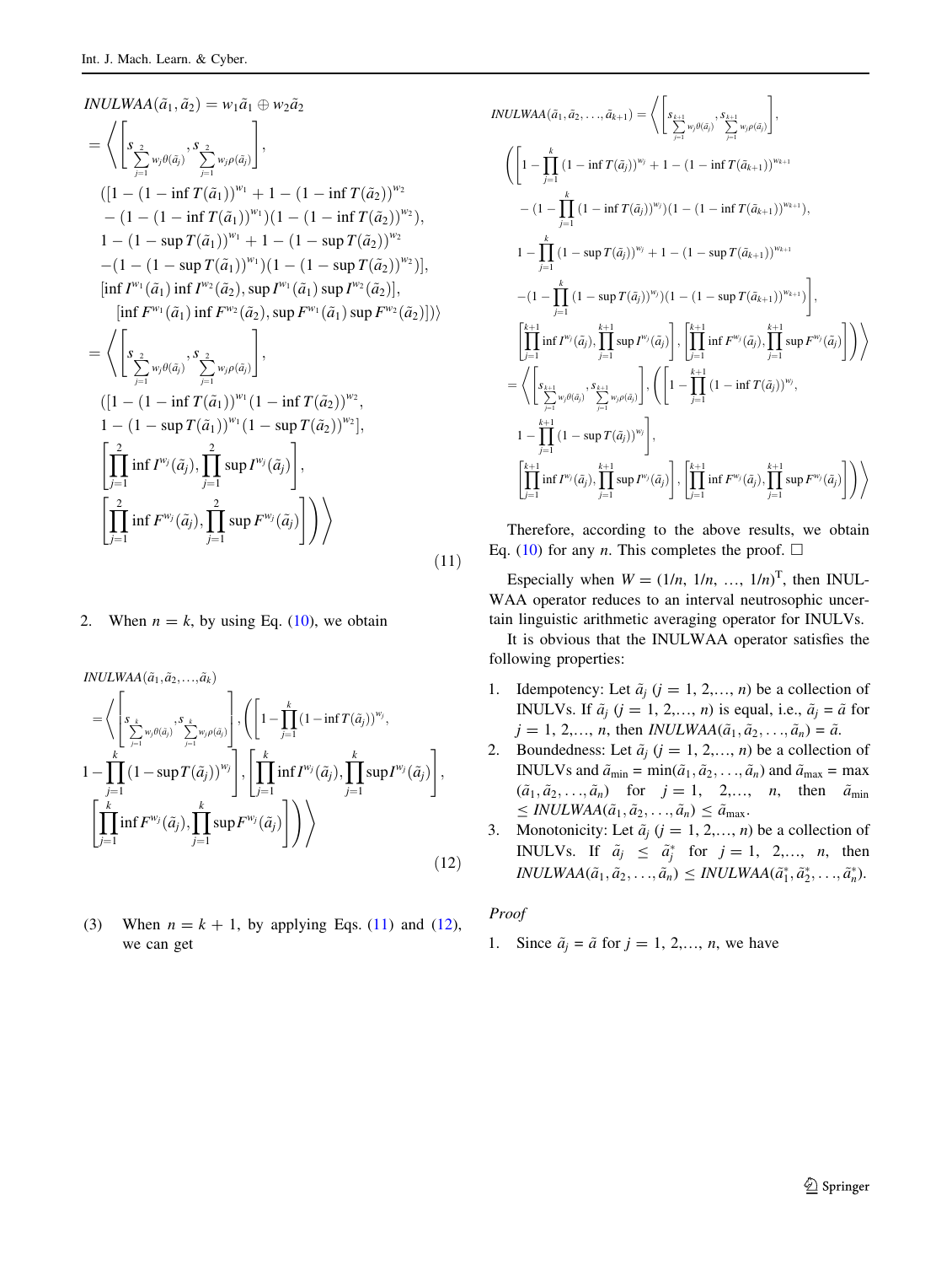$$
\begin{aligned}
&INULWAA(\tilde{a}_1, \tilde{a}_2) = w_1\tilde{a}_1 \oplus w_2\tilde{a}_2 \\
&= \Bigg\langle \left[ s_{\sum_{j=1}^{2} w_j\theta(\tilde{a}_j)}, s_{\sum_{j=1}^{2} w_j\rho(\tilde{a}_j)} \right], \\
&\quad ([1-(1-\inf T(\tilde{a}_1))^{w_1} + 1-(1-\inf T(\tilde{a}_2))^{w_2} \\
&\quad -(1-(1-\inf T(\tilde{a}_1))^{w_1})(1-(1-\inf T(\tilde{a}_2))^{w_2}), \\
&\quad 1-(1-\sup T(\tilde{a}_1))^{w_1} + 1-(1-\sup T(\tilde{a}_2))^{w_2} \\
&\quad -(1-(1-\sup T(\tilde{a}_1))^{w_1})(1-(1-\sup T(\tilde{a}_2))^{w_2})], \\
&\quad [\inf I^{w_1}(\tilde{a}_1)\inf I^{w_2}(\tilde{a}_2), \sup I^{w_1}(\tilde{a}_1)\sup I^{w_2}(\tilde{a}_2)], \\
&\qquad [\inf F^{w_1}(\tilde{a}_1)\inf F^{w_2}(\tilde{a}_2), \sup F^{w_1}(\tilde{a}_1)\sup F^{w_2}(\tilde{a}_2)]) \Bigg\rangle \\
&= \Bigg\langle \left[ s_{\sum_{j=1}^{2} w_j\theta(\tilde{a}_j)}, s_{\sum_{j=1}^{2} w_j\rho(\tilde{a}_j)} \right], \\
&\quad ([1-(1-\inf T(\tilde{a}_1))^{w_1}(1-\inf T(\tilde{a}_2))^{w_2}, \\
&\quad 1-(1-\sup T(\tilde{a}_1))^{w_1}(1-\sup T(\tilde{a}_2))^{w_2}], \\
&\quad \left[\prod_{j=1}^{2}\inf I^{w_j}(\tilde{a}_j), \prod_{j=1}^{2}\sup I^{w_j}(\tilde{a}_j)\right], \\
&\quad \left[\prod_{j=1}^{2}\inf F^{w_j}(\tilde{a}_j), \prod_{j=1}^{2}\sup F^{w_j}(\tilde{a}_j)\right]\Bigg) \Bigg\rangle
\end{aligned}
\tag{11}
$$

2. When $n = k$, by using Eq. (10), we obtain

$$
\begin{aligned}
&INULWAA(\tilde{a}_1, \tilde{a}_2, \ldots, \tilde{a}_k) \\
&= \Bigg\langle \left[ s_{\sum_{j=1}^{k} w_j\theta(\tilde{a}_j)}, s_{\sum_{j=1}^{k} w_j\rho(\tilde{a}_j)} \right], \Bigg( \Bigg[ 1-\prod_{j=1}^{k}(1-\inf T(\tilde{a}_j))^{w_j}, \\
&1-\prod_{j=1}^{k}(1-\sup T(\tilde{a}_j))^{w_j} \Bigg], \left[\prod_{j=1}^{k}\inf I^{w_j}(\tilde{a}_j), \prod_{j=1}^{k}\sup I^{w_j}(\tilde{a}_j)\right], \\
&\left[\prod_{j=1}^{k}\inf F^{w_j}(\tilde{a}_j), \prod_{j=1}^{k}\sup F^{w_j}(\tilde{a}_j)\right]\Bigg) \Bigg\rangle
\end{aligned}
\tag{12}
$$

(3) When $n = k + 1$, by applying Eqs. (11) and (12), we can get

$$
\begin{aligned}
&INULWAA(\tilde{a}_1, \tilde{a}_2, \ldots, \tilde{a}_{k+1}) = \Bigg\langle \left[ s_{\sum_{j=1}^{k+1} w_j\theta(\tilde{a}_j)}, s_{\sum_{j=1}^{k+1} w_j\rho(\tilde{a}_j)} \right], \\
&\Bigg( \Bigg[ 1-\prod_{j=1}^{k}(1-\inf T(\tilde{a}_j))^{w_j} + 1-(1-\inf T(\tilde{a}_{k+1}))^{w_{k+1}} \\
&\quad -(1-\prod_{j=1}^{k}(1-\inf T(\tilde{a}_j))^{w_j})(1-(1-\inf T(\tilde{a}_{k+1}))^{w_{k+1}}), \\
&\quad 1-\prod_{j=1}^{k}(1-\sup T(\tilde{a}_j))^{w_j} + 1-(1-\sup T(\tilde{a}_{k+1}))^{w_{k+1}} \\
&\quad -(1-\prod_{j=1}^{k}(1-\sup T(\tilde{a}_j))^{w_j})(1-(1-\sup T(\tilde{a}_{k+1}))^{w_{k+1}}) \Bigg], \\
&\left[\prod_{j=1}^{k+1}\inf I^{w_j}(\tilde{a}_j), \prod_{j=1}^{k+1}\sup I^{w_j}(\tilde{a}_j)\right], \left[\prod_{j=1}^{k+1}\inf F^{w_j}(\tilde{a}_j), \prod_{j=1}^{k+1}\sup F^{w_j}(\tilde{a}_j)\right]\Bigg) \Bigg\rangle \\
&= \Bigg\langle \left[ s_{\sum_{j=1}^{k+1} w_j\theta(\tilde{a}_j)}, s_{\sum_{j=1}^{k+1} w_j\rho(\tilde{a}_j)} \right], \Bigg( \Bigg[ 1-\prod_{j=1}^{k+1}(1-\inf T(\tilde{a}_j))^{w_j}, \\
&1-\prod_{j=1}^{k+1}(1-\sup T(\tilde{a}_j))^{w_j} \Bigg], \\
&\left[\prod_{j=1}^{k+1}\inf I^{w_j}(\tilde{a}_j), \prod_{j=1}^{k+1}\sup I^{w_j}(\tilde{a}_j)\right], \left[\prod_{j=1}^{k+1}\inf F^{w_j}(\tilde{a}_j), \prod_{j=1}^{k+1}\sup F^{w_j}(\tilde{a}_j)\right]\Bigg) \Bigg\rangle
\end{aligned}
$$

Therefore, according to the above results, we obtain Eq. (10) for any $n$. This completes the proof. □

Especially when $W = (1/n, 1/n, \ldots, 1/n)^{\mathrm{T}}$, then INULWAA operator reduces to an interval neutrosophic uncertain linguistic arithmetic averaging operator for INULVs.

It is obvious that the INULWAA operator satisfies the following properties:

1. Idempotency: Let $\tilde{a}_j$ ($j = 1, 2,\ldots, n$) be a collection of INULVs. If $\tilde{a}_j$ ($j = 1, 2,\ldots, n$) is equal, i.e., $\tilde{a}_j = \tilde{a}$ for $j = 1, 2,\ldots, n$, then $INULWAA(\tilde{a}_1, \tilde{a}_2, \ldots, \tilde{a}_n) = \tilde{a}$.
2. Boundedness: Let $\tilde{a}_j$ ($j = 1, 2,\ldots, n$) be a collection of INULVs and $\tilde{a}_{\min} = \min(\tilde{a}_1, \tilde{a}_2, \ldots, \tilde{a}_n)$ and $\tilde{a}_{\max} = \max(\tilde{a}_1, \tilde{a}_2, \ldots, \tilde{a}_n)$ for $j = 1, 2,\ldots, n$, then $\tilde{a}_{\min} \leq INULWAA(\tilde{a}_1, \tilde{a}_2, \ldots, \tilde{a}_n) \leq \tilde{a}_{\max}$.
3. Monotonicity: Let $\tilde{a}_j$ ($j = 1, 2,\ldots, n$) be a collection of INULVs. If $\tilde{a}_j \leq \tilde{a}_j^*$ for $j = 1, 2,\ldots, n$, then $INULWAA(\tilde{a}_1, \tilde{a}_2, \ldots, \tilde{a}_n) \leq INULWAA(\tilde{a}_1^*, \tilde{a}_2^*, \ldots, \tilde{a}_n^*)$.

*Proof*

1. Since $\tilde{a}_j = \tilde{a}$ for $j = 1, 2,\ldots, n$, we have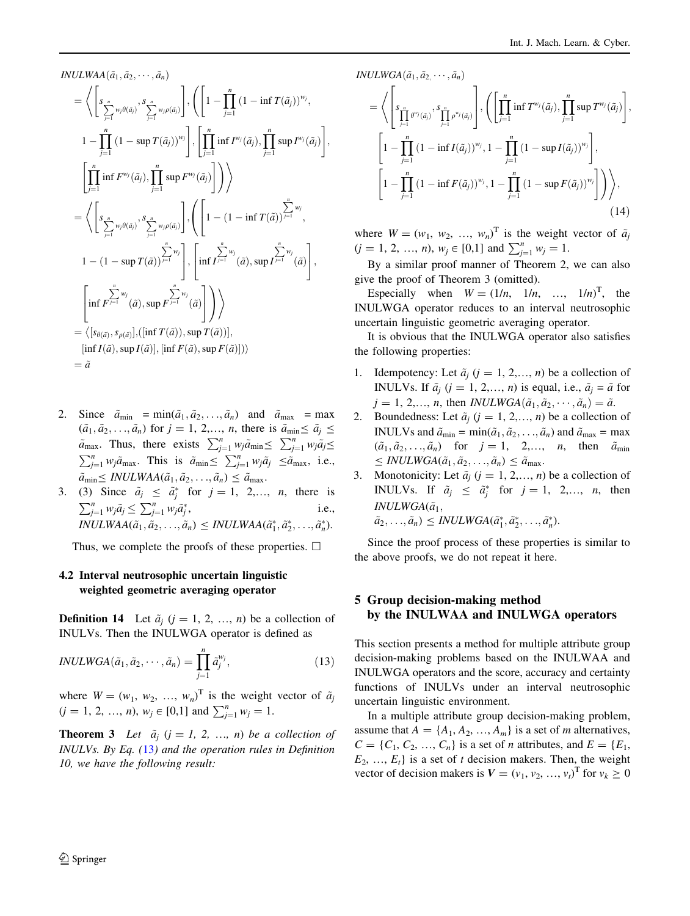$$
\begin{aligned}
&INULWAA(\tilde{a}_1, \tilde{a}_2, \cdots, \tilde{a}_n) \\
&= \left\langle \left[ s_{\sum_{j=1}^{n} w_j \theta(\tilde{a}_j)}, s_{\sum_{j=1}^{n} w_j \rho(\tilde{a}_j)} \right], \left( \left[ 1 - \prod_{j=1}^{n} (1 - \inf T(\tilde{a}_j))^{w_j}, \right. \right. \right. \\
&\left. 1 - \prod_{j=1}^{n} (1 - \sup T(\tilde{a}_j))^{w_j} \right], \left[ \prod_{j=1}^{n} \inf I^{w_j}(\tilde{a}_j), \prod_{j=1}^{n} \sup I^{w_j}(\tilde{a}_j) \right], \\
&\left. \left. \left[ \prod_{j=1}^{n} \inf F^{w_j}(\tilde{a}_j), \prod_{j=1}^{n} \sup F^{w_j}(\tilde{a}_j) \right] \right) \right\rangle \\
&= \left\langle \left[ s_{\sum_{j=1}^{n} w_j \theta(\tilde{a}_j)}, s_{\sum_{j=1}^{n} w_j \rho(\tilde{a}_j)} \right], \left( \left[ 1 - (1 - \inf T(\tilde{a}))^{\sum_{j=1}^{n} w_j}, \right. \right. \right. \\
&\left. 1 - (1 - \sup T(\tilde{a}))^{\sum_{j=1}^{n} w_j} \right], \left[ \inf I^{\sum_{j=1}^{n} w_j}(\tilde{a}), \sup I^{\sum_{j=1}^{n} w_j}(\tilde{a}) \right], \\
&\left. \left. \left[ \inf F^{\sum_{j=1}^{n} w_j}(\tilde{a}), \sup F^{\sum_{j=1}^{n} w_j}(\tilde{a}) \right] \right) \right\rangle \\
&= \langle [s_{\theta(\tilde{a})}, s_{\rho(\tilde{a})}], ([\inf T(\tilde{a})), \sup T(\tilde{a})], \\
&\quad [\inf I(\tilde{a}), \sup I(\tilde{a})], [\inf F(\tilde{a}), \sup F(\tilde{a})]) \rangle \\
&= \tilde{a}
\end{aligned}
$$

2. Since $\tilde{a}_{\min} = \min(\tilde{a}_1, \tilde{a}_2, \ldots, \tilde{a}_n)$ and $\tilde{a}_{\max} = \max(\tilde{a}_1, \tilde{a}_2, \ldots, \tilde{a}_n)$ for $j = 1, 2, \ldots, n$, there is $\tilde{a}_{\min} \leq \tilde{a}_j \leq \tilde{a}_{\max}$. Thus, there exists $\sum_{j=1}^{n} w_j \tilde{a}_{\min} \leq \sum_{j=1}^{n} w_j \tilde{a}_j \leq \sum_{j=1}^{n} w_j \tilde{a}_{\max}$. This is $\tilde{a}_{\min} \leq \sum_{j=1}^{n} w_j \tilde{a}_j \leq \tilde{a}_{\max}$, i.e., $\tilde{a}_{\min} \leq INULWAA(\tilde{a}_1, \tilde{a}_2, \ldots, \tilde{a}_n) \leq \tilde{a}_{\max}$.
3. (3) Since $\tilde{a}_j \leq \tilde{a}_j^*$ for $j = 1, 2, \ldots, n$, there is $\sum_{j=1}^{n} w_j \tilde{a}_j \leq \sum_{j=1}^{n} w_j \tilde{a}_j^*$, i.e., $INULWAA(\tilde{a}_1, \tilde{a}_2, \ldots, \tilde{a}_n) \leq INULWAA(\tilde{a}_1^*, \tilde{a}_2^*, \ldots, \tilde{a}_n^*)$.

Thus, we complete the proofs of these properties. □

### 4.2 Interval neutrosophic uncertain linguistic weighted geometric averaging operator

**Definition 14** Let $\tilde{a}_j$ ($j = 1, 2, \ldots, n$) be a collection of INULVs. Then the INULWGA operator is defined as

$$
INULWGA(\tilde{a}_1, \tilde{a}_2, \cdots, \tilde{a}_n) = \prod_{j=1}^{n} \tilde{a}_j^{w_j}, \tag{13}
$$

where $W = (w_1, w_2, \ldots, w_n)^{\mathrm{T}}$ is the weight vector of $\tilde{a}_j$ ($j = 1, 2, \ldots, n$), $w_j \in [0,1]$ and $\sum_{j=1}^{n} w_j = 1$.

**Theorem 3** *Let $\tilde{a}_j$ ($j = 1, 2, \ldots, n$) be a collection of INULVs. By Eq. (13) and the operation rules in Definition 10, we have the following result:*

$$
\begin{aligned}
&INULWGA(\tilde{a}_1, \tilde{a}_2, \cdots, \tilde{a}_n) \\
&= \left\langle \left[ s_{\prod_{j=1}^{n} \theta^{w_j}(\tilde{a}_j)}, s_{\prod_{j=1}^{n} \rho^{w_j}(\tilde{a}_j)} \right], \left( \left[ \prod_{j=1}^{n} \inf T^{w_j}(\tilde{a}_j), \prod_{j=1}^{n} \sup T^{w_j}(\tilde{a}_j) \right], \right. \right. \\
&\left[ 1 - \prod_{j=1}^{n} (1 - \inf I(\tilde{a}_j))^{w_j}, 1 - \prod_{j=1}^{n} (1 - \sup I(\tilde{a}_j))^{w_j} \right], \\
&\left. \left. \left[ 1 - \prod_{j=1}^{n} (1 - \inf F(\tilde{a}_j))^{w_j}, 1 - \prod_{j=1}^{n} (1 - \sup F(\tilde{a}_j))^{w_j} \right] \right) \right\rangle,
\end{aligned} \tag{14}
$$

where $W = (w_1, w_2, \ldots, w_n)^{\mathrm{T}}$ is the weight vector of $\tilde{a}_j$ ($j = 1, 2, \ldots, n$), $w_j \in [0,1]$ and $\sum_{j=1}^{n} w_j = 1$.

By a similar proof manner of Theorem 2, we can also give the proof of Theorem 3 (omitted).

Especially when $W = (1/n, 1/n, \ldots, 1/n)^{\mathrm{T}}$, the INULWGA operator reduces to an interval neutrosophic uncertain linguistic geometric averaging operator.

It is obvious that the INULWGA operator also satisfies the following properties:

1. Idempotency: Let $\tilde{a}_j$ ($j = 1, 2, \ldots, n$) be a collection of INULVs. If $\tilde{a}_j$ ($j = 1, 2, \ldots, n$) is equal, i.e., $\tilde{a}_j = \tilde{a}$ for $j = 1, 2, \ldots, n$, then $INULWGA(\tilde{a}_1, \tilde{a}_2, \cdots, \tilde{a}_n) = \tilde{a}$.
2. Boundedness: Let $\tilde{a}_j$ ($j = 1, 2, \ldots, n$) be a collection of INULVs and $\tilde{a}_{\min} = \min(\tilde{a}_1, \tilde{a}_2, \ldots, \tilde{a}_n)$ and $\tilde{a}_{\max} = \max(\tilde{a}_1, \tilde{a}_2, \ldots, \tilde{a}_n)$ for $j = 1, 2, \ldots, n$, then $\tilde{a}_{\min} \leq INULWGA(\tilde{a}_1, \tilde{a}_2, \ldots, \tilde{a}_n) \leq \tilde{a}_{\max}$.
3. Monotonicity: Let $\tilde{a}_j$ ($j = 1, 2, \ldots, n$) be a collection of INULVs. If $\tilde{a}_j \leq \tilde{a}_j^*$ for $j = 1, 2, \ldots, n$, then $INULWGA(\tilde{a}_1, \tilde{a}_2, \ldots, \tilde{a}_n) \leq INULWGA(\tilde{a}_1^*, \tilde{a}_2^*, \ldots, \tilde{a}_n^*)$.

Since the proof process of these properties is similar to the above proofs, we do not repeat it here.

## 5 Group decision-making method by the INULWAA and INULWGA operators

This section presents a method for multiple attribute group decision-making problems based on the INULWAA and INULWGA operators and the score, accuracy and certainty functions of INULVs under an interval neutrosophic uncertain linguistic environment.

In a multiple attribute group decision-making problem, assume that $A = \{A_1, A_2, \ldots, A_m\}$ is a set of $m$ alternatives, $C = \{C_1, C_2, \ldots, C_n\}$ is a set of $n$ attributes, and $E = \{E_1, E_2, \ldots, E_t\}$ is a set of $t$ decision makers. Then, the weight vector of decision makers is $V = (v_1, v_2, \ldots, v_t)^{\mathrm{T}}$ for $v_k \geq 0$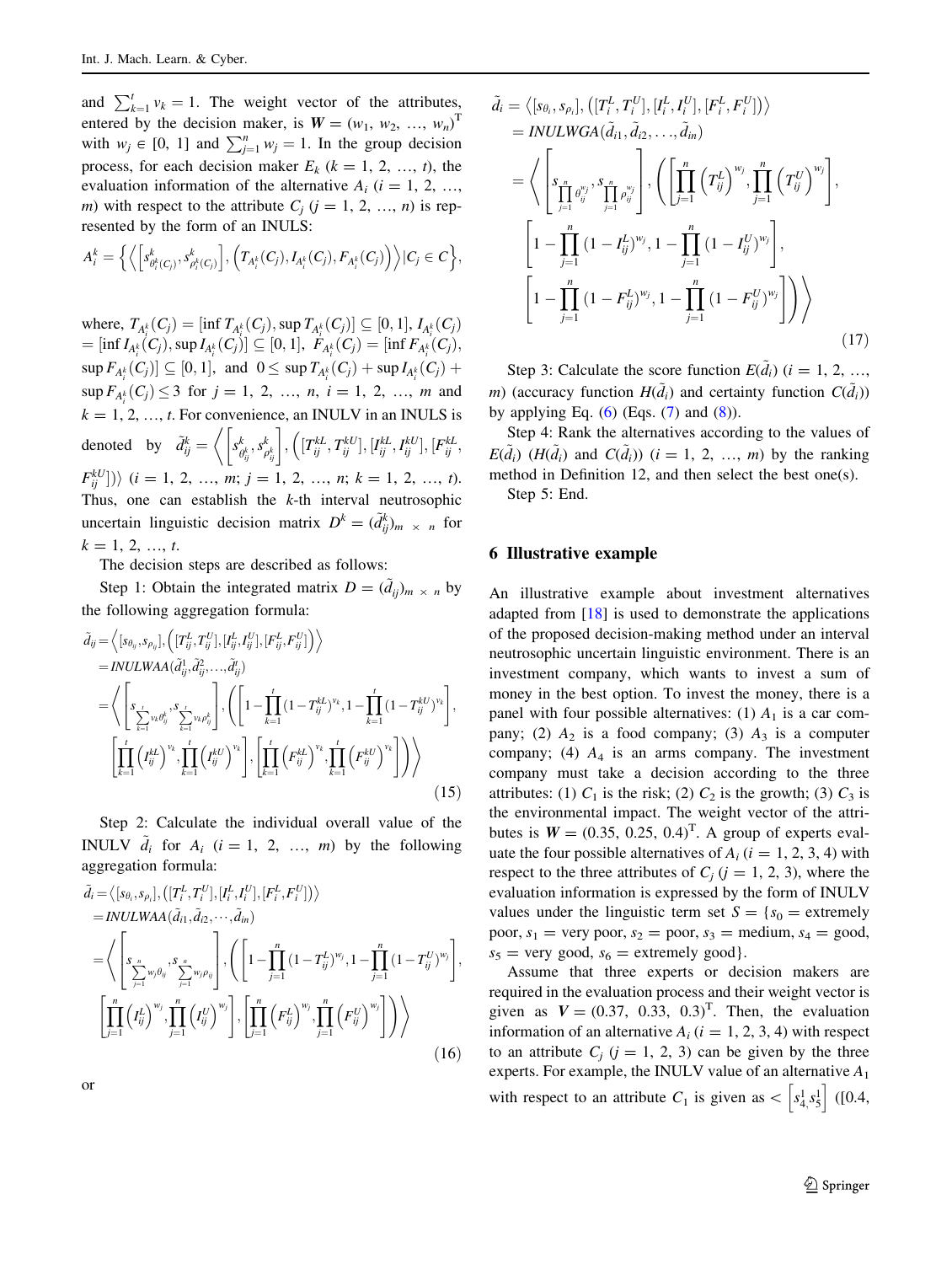and $\sum_{k=1}^{t} v_k = 1$. The weight vector of the attributes, entered by the decision maker, is $\boldsymbol{W} = (w_1, w_2, \ldots, w_n)^{\mathrm{T}}$ with $w_j \in [0, 1]$ and $\sum_{j=1}^{n} w_j = 1$. In the group decision process, for each decision maker $E_k$ ($k = 1, 2, \ldots, t$), the evaluation information of the alternative $A_i$ ($i = 1, 2, \ldots, m$) with respect to the attribute $C_j$ ($j = 1, 2, \ldots, n$) is represented by the form of an INULS:

$$A_i^k = \left\{ \left\langle \left[ s^k_{\theta_i^k(C_j)}, s^k_{\rho_i^k(C_j)} \right], \left( T_{A_i^k}(C_j), I_{A_i^k}(C_j), F_{A_i^k}(C_j) \right) \right\rangle | C_j \in C \right\},$$

where, $T_{A_i^k}(C_j) = [\inf T_{A_i^k}(C_j), \sup T_{A_i^k}(C_j)] \subseteq [0,1]$, $I_{A_i^k}(C_j) = [\inf I_{A_i^k}(C_j), \sup I_{A_i^k}(C_j)] \subseteq [0,1]$, $F_{A_i^k}(C_j) = [\inf F_{A_i^k}(C_j), \sup F_{A_i^k}(C_j)] \subseteq [0,1]$, and $0 \le \sup T_{A_i^k}(C_j) + \sup I_{A_i^k}(C_j) + \sup F_{A_i^k}(C_j) \le 3$ for $j = 1, 2, \ldots, n$, $i = 1, 2, \ldots, m$ and $k = 1, 2, \ldots, t$. For convenience, an INULV in an INULS is denoted by $\tilde{d}_{ij}^k = \left\langle \left[ s^k_{\theta_{ij}^k}, s^k_{\rho_{ij}^k} \right], \left( [T_{ij}^{kL}, T_{ij}^{kU}], [I_{ij}^{kL}, I_{ij}^{kU}], [F_{ij}^{kL}, F_{ij}^{kU}] \right) \right\rangle$ ($i = 1, 2, \ldots, m$; $j = 1, 2, \ldots, n$; $k = 1, 2, \ldots, t$). Thus, one can establish the $k$-th interval neutrosophic uncertain linguistic decision matrix $D^k = (\tilde{d}_{ij}^k)_{m \times n}$ for $k = 1, 2, \ldots, t$.

The decision steps are described as follows:

Step 1: Obtain the integrated matrix $D = (\tilde{d}_{ij})_{m \times n}$ by the following aggregation formula:

$$\begin{aligned}
\tilde{d}_{ij} &= \left\langle [s_{\theta_{ij}}, s_{\rho_{ij}}], \left( [T_{ij}^L, T_{ij}^U], [I_{ij}^L, I_{ij}^U], [F_{ij}^L, F_{ij}^U] \right) \right\rangle \\
&= INULWAA(\tilde{d}_{ij}^1, \tilde{d}_{ij}^2, \ldots, \tilde{d}_{ij}^t) \\
&= \left\langle \left[ s_{\sum_{k=1}^{t} v_k \theta_{ij}^k}, s_{\sum_{k=1}^{t} v_k \rho_{ij}^k} \right], \left( \left[ 1 - \prod_{k=1}^{t} (1 - T_{ij}^{kL})^{v_k}, 1 - \prod_{k=1}^{t} (1 - T_{ij}^{kU})^{v_k} \right], \right.\right. \\
&\quad \left.\left. \left[ \prod_{k=1}^{t} \left(I_{ij}^{kL}\right)^{v_k}, \prod_{k=1}^{t} \left(I_{ij}^{kU}\right)^{v_k} \right], \left[ \prod_{k=1}^{t} \left(F_{ij}^{kL}\right)^{v_k}, \prod_{k=1}^{t} \left(F_{ij}^{kU}\right)^{v_k} \right] \right) \right\rangle
\end{aligned} \tag{15}$$

Step 2: Calculate the individual overall value of the INULV $\tilde{d}_i$ for $A_i$ ($i = 1, 2, \ldots, m$) by the following aggregation formula:

$$\begin{aligned}
\tilde{d}_i &= \left\langle [s_{\theta_i}, s_{\rho_i}], \left( [T_i^L, T_i^U], [I_i^L, I_i^U], [F_i^L, F_i^U] \right) \right\rangle \\
&= INULWAA(\tilde{d}_{i1}, \tilde{d}_{i2}, \cdots, \tilde{d}_{in}) \\
&= \left\langle \left[ s_{\sum_{j=1}^{n} w_j \theta_{ij}}, s_{\sum_{j=1}^{n} w_j \rho_{ij}} \right], \left( \left[ 1 - \prod_{j=1}^{n} (1 - T_{ij}^L)^{w_j}, 1 - \prod_{j=1}^{n} (1 - T_{ij}^U)^{w_j} \right], \right.\right. \\
&\quad \left.\left. \left[ \prod_{j=1}^{n} \left(I_{ij}^L\right)^{w_j}, \prod_{j=1}^{n} \left(I_{ij}^U\right)^{w_j} \right], \left[ \prod_{j=1}^{n} \left(F_{ij}^L\right)^{w_j}, \prod_{j=1}^{n} \left(F_{ij}^U\right)^{w_j} \right] \right) \right\rangle
\end{aligned} \tag{16}$$

or

$$\begin{aligned}
\tilde{d}_i &= \left\langle [s_{\theta_i}, s_{\rho_i}], \left( [T_i^L, T_i^U], [I_i^L, I_i^U], [F_i^L, F_i^U] \right) \right\rangle \\
&= INULWGA(\tilde{d}_{i1}, \tilde{d}_{i2}, \ldots, \tilde{d}_{in}) \\
&= \left\langle \left[ s_{\prod_{j=1}^{n} \theta_{ij}^{w_j}}, s_{\prod_{j=1}^{n} \rho_{ij}^{w_j}} \right], \left( \left[ \prod_{j=1}^{n} \left(T_{ij}^L\right)^{w_j}, \prod_{j=1}^{n} \left(T_{ij}^U\right)^{w_j} \right], \right.\right. \\
&\quad \left[ 1 - \prod_{j=1}^{n} (1 - I_{ij}^L)^{w_j}, 1 - \prod_{j=1}^{n} (1 - I_{ij}^U)^{w_j} \right], \\
&\quad \left.\left. \left[ 1 - \prod_{j=1}^{n} (1 - F_{ij}^L)^{w_j}, 1 - \prod_{j=1}^{n} (1 - F_{ij}^U)^{w_j} \right] \right) \right\rangle
\end{aligned} \tag{17}$$

Step 3: Calculate the score function $E(\tilde{d}_i)$ ($i = 1, 2, \ldots, m$) (accuracy function $H(\tilde{d}_i)$ and certainty function $C(\tilde{d}_i)$) by applying Eq. (6) (Eqs. (7) and (8)).

Step 4: Rank the alternatives according to the values of $E(\tilde{d}_i)$ ($H(\tilde{d}_i)$ and $C(\tilde{d}_i)$) ($i = 1, 2, \ldots, m$) by the ranking method in Definition 12, and then select the best one(s).

Step 5: End.

## 6 Illustrative example

An illustrative example about investment alternatives adapted from [18] is used to demonstrate the applications of the proposed decision-making method under an interval neutrosophic uncertain linguistic environment. There is an investment company, which wants to invest a sum of money in the best option. To invest the money, there is a panel with four possible alternatives: (1) $A_1$ is a car company; (2) $A_2$ is a food company; (3) $A_3$ is a computer company; (4) $A_4$ is an arms company. The investment company must take a decision according to the three attributes: (1) $C_1$ is the risk; (2) $C_2$ is the growth; (3) $C_3$ is the environmental impact. The weight vector of the attributes is $\boldsymbol{W} = (0.35, 0.25, 0.4)^{\mathrm{T}}$. A group of experts evaluate the four possible alternatives of $A_i$ ($i = 1, 2, 3, 4$) with respect to the three attributes of $C_j$ ($j = 1, 2, 3$), where the evaluation information is expressed by the form of INULV values under the linguistic term set $S = \{s_0 =$ extremely poor, $s_1 =$ very poor, $s_2 =$ poor, $s_3 =$ medium, $s_4 =$ good, $s_5 =$ very good, $s_6 =$ extremely good$\}$.

Assume that three experts or decision makers are required in the evaluation process and their weight vector is given as $\boldsymbol{V} = (0.37, 0.33, 0.3)^{\mathrm{T}}$. Then, the evaluation information of an alternative $A_i$ ($i = 1, 2, 3, 4$) with respect to an attribute $C_j$ ($j = 1, 2, 3$) can be given by the three experts. For example, the INULV value of an alternative $A_1$ with respect to an attribute $C_1$ is given as $< \left[ s_4^1, s_5^1 \right]$ ([0.4,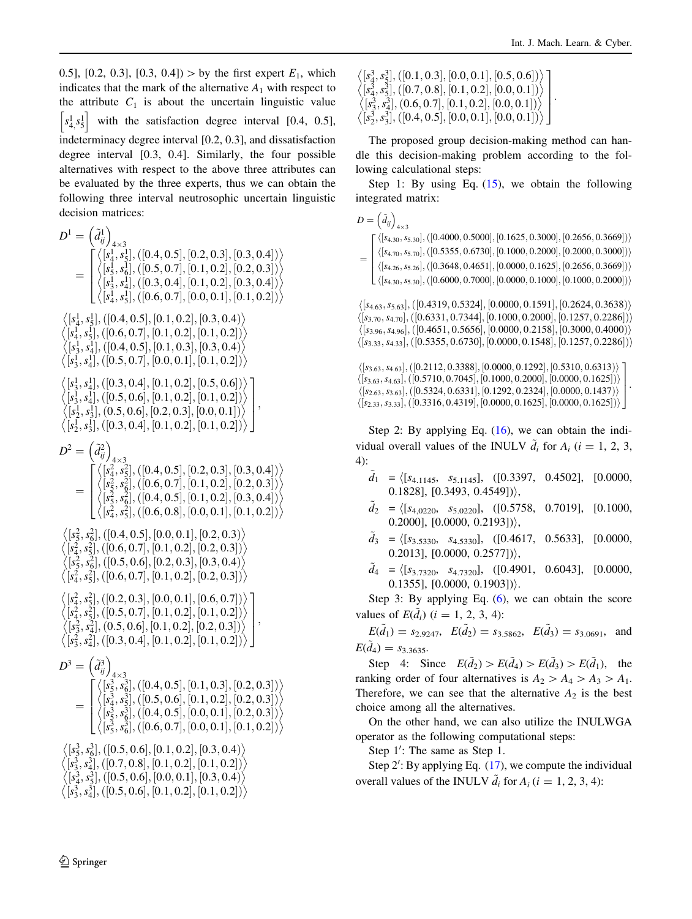0.5], [0.2, 0.3], [0.3, 0.4]) > by the first expert $E_1$, which indicates that the mark of the alternative $A_1$ with respect to the attribute $C_1$ is about the uncertain linguistic value $\left[s^1_4, s^1_5\right]$ with the satisfaction degree interval [0.4, 0.5], indeterminacy degree interval [0.2, 0.3], and dissatisfaction degree interval [0.3, 0.4]. Similarly, the four possible alternatives with respect to the above three attributes can be evaluated by the three experts, thus we can obtain the following three interval neutrosophic uncertain linguistic decision matrices:

$$D^1 = \left(\tilde{d}^1_{ij}\right)_{4\times3} = \begin{bmatrix} \langle[s^1_4, s^1_5], ([0.4,0.5],[0.2,0.3],[0.3,0.4])\rangle & \langle[s^1_4, s^1_5], ([0.4,0.5],[0.1,0.2],[0.3,0.4])\rangle & \langle[s^1_3, s^1_4], ([0.3,0.4],[0.1,0.2],[0.5,0.6])\rangle \\ \langle[s^1_5, s^1_6], ([0.5,0.7],[0.1,0.2],[0.2,0.3])\rangle & \langle[s^1_4, s^1_5], ([0.6,0.7],[0.1,0.2],[0.1,0.2])\rangle & \langle[s^1_3, s^1_4], ([0.5,0.6],[0.1,0.2],[0.1,0.2])\rangle \\ \langle[s^1_3, s^1_4], ([0.3,0.4],[0.1,0.2],[0.3,0.4])\rangle & \langle[s^1_3, s^1_4], ([0.4,0.5],[0.1,0.3],[0.3,0.4])\rangle & \langle[s^1_2, s^1_3], (0.5,0.6],[0.2,0.3],[0.0,0.1])\rangle \\ \langle[s^1_4, s^1_5], ([0.6,0.7],[0.0,0.1],[0.1,0.2])\rangle & \langle[s^1_3, s^1_4], ([0.5,0.7],[0.0,0.1],[0.1,0.2])\rangle & \langle[s^1_2, s^1_3], ([0.3,0.4],[0.1,0.2],[0.1,0.2])\rangle \end{bmatrix},$$

$$D^2 = \left(\tilde{d}^2_{ij}\right)_{4\times3} = \begin{bmatrix} \langle[s^2_4, s^2_5], ([0.4,0.5],[0.2,0.3],[0.3,0.4])\rangle & \langle[s^2_5, s^2_6], ([0.4,0.5],[0.0,0.1],[0.2,0.3])\rangle & \langle[s^2_4, s^2_5], ([0.2,0.3],[0.0,0.1],[0.6,0.7])\rangle \\ \langle[s^2_5, s^2_6], ([0.6,0.7],[0.1,0.2],[0.2,0.3])\rangle & \langle[s^2_4, s^2_5], ([0.6,0.7],[0.1,0.2],[0.2,0.3])\rangle & \langle[s^2_4, s^2_5], ([0.5,0.7],[0.1,0.2],[0.1,0.2])\rangle \\ \langle[s^2_5, s^2_6], ([0.4,0.5],[0.1,0.2],[0.3,0.4])\rangle & \langle[s^2_5, s^2_6], ([0.5,0.6],[0.2,0.3],[0.3,0.4])\rangle & \langle[s^2_3, s^2_4], (0.5,0.6],[0.1,0.2],[0.2,0.3])\rangle \\ \langle[s^2_4, s^2_5], ([0.6,0.8],[0.0,0.1],[0.1,0.2])\rangle & \langle[s^2_4, s^2_5], ([0.6,0.7],[0.1,0.2],[0.2,0.3])\rangle & \langle[s^2_3, s^2_4], ([0.3,0.4],[0.1,0.2],[0.1,0.2])\rangle \end{bmatrix},$$

$$D^3 = \left(\tilde{d}^3_{ij}\right)_{4\times3} = \begin{bmatrix} \langle[s^3_5, s^3_6], ([0.4,0.5],[0.1,0.3],[0.2,0.3])\rangle & \langle[s^3_5, s^3_6], ([0.5,0.6],[0.1,0.2],[0.3,0.4])\rangle & \langle[s^3_4, s^3_5], ([0.1,0.3],[0.0,0.1],[0.5,0.6])\rangle \\ \langle[s^3_4, s^3_5], ([0.5,0.6],[0.1,0.2],[0.2,0.3])\rangle & \langle[s^3_3, s^3_4], ([0.7,0.8],[0.1,0.2],[0.1,0.2])\rangle & \langle[s^3_4, s^3_5], ([0.7,0.8],[0.1,0.2],[0.0,0.1])\rangle \\ \langle[s^3_5, s^3_6], ([0.4,0.5],[0.0,0.1],[0.2,0.3])\rangle & \langle[s^3_4, s^3_5], ([0.5,0.6],[0.0,0.1],[0.3,0.4])\rangle & \langle[s^3_3, s^3_4], (0.6,0.7],[0.1,0.2],[0.0,0.1])\rangle \\ \langle[s^3_5, s^3_6], ([0.6,0.7],[0.0,0.1],[0.1,0.2])\rangle & \langle[s^3_3, s^3_4], ([0.5,0.6],[0.1,0.2],[0.1,0.2])\rangle & \langle[s^3_2, s^3_3], ([0.4,0.5],[0.0,0.1],[0.0,0.1])\rangle \end{bmatrix}.$$

The proposed group decision-making method can handle this decision-making problem according to the following calculational steps:

Step 1: By using Eq. (15), we obtain the following integrated matrix:

$$D = \left(\tilde{d}_{ij}\right)_{4\times3} = \begin{bmatrix} \langle[s_{4.30}, s_{5.30}], ([0.4000,0.5000],[0.1625,0.3000],[0.2656,0.3669])\rangle & \langle[s_{4.63}, s_{5.63}], ([0.4319,0.5324],[0.0000,0.1591],[0.2624,0.3638])\rangle & \langle[s_{3.63}, s_{4.63}], ([0.2112,0.3388],[0.0000,0.1292],[0.5310,0.6313])\rangle \\ \langle[s_{4.70}, s_{5.70}], ([0.5355,0.6730],[0.1000,0.2000],[0.2000,0.3000])\rangle & \langle[s_{3.70}, s_{4.70}], ([0.6331,0.7344],[0.1000,0.2000],[0.1257,0.2286])\rangle & \langle[s_{3.63}, s_{4.63}], ([0.5710,0.7045],[0.1000,0.2000],[0.0000,0.1625])\rangle \\ \langle[s_{4.26}, s_{5.26}], ([0.3648,0.4651],[0.0000,0.1625],[0.2656,0.3669])\rangle & \langle[s_{3.96}, s_{4.96}], ([0.4651,0.5656],[0.0000,0.2158],[0.3000,0.4000])\rangle & \langle[s_{2.63}, s_{3.63}], ([0.5324,0.6331],[0.1292,0.2324],[0.0000,0.1437])\rangle \\ \langle[s_{4.30}, s_{5.30}], ([0.6000,0.7000],[0.0000,0.1000],[0.1000,0.2000])\rangle & \langle[s_{3.33}, s_{4.33}], ([0.5355,0.6730],[0.0000,0.1548],[0.1257,0.2286])\rangle & \langle[s_{2.33}, s_{3.33}], ([0.3316,0.4319],[0.0000,0.1625],[0.0000,0.1625])\rangle \end{bmatrix}.$$

Step 2: By applying Eq. (16), we can obtain the individual overall values of the INULV $\tilde{d}_i$ for $A_i$ ($i$ = 1, 2, 3, 4):

$\tilde{d}_1 = \langle[s_{4.1145}, s_{5.1145}], ([0.3397, 0.4502], [0.0000, 0.1828], [0.3493, 0.4549])\rangle$,

$\tilde{d}_2 = \langle[s_{4.0220}, s_{5.0220}], ([0.5758, 0.7019], [0.1000, 0.2000], [0.0000, 0.2193])\rangle$,

$\tilde{d}_3 = \langle[s_{3.5330}, s_{4.5330}], ([0.4617, 0.5633], [0.0000, 0.2013], [0.0000, 0.2577])\rangle$,

$\tilde{d}_4 = \langle[s_{3.7320}, s_{4.7320}], ([0.4901, 0.6043], [0.0000, 0.1355], [0.0000, 0.1903])\rangle$.

Step 3: By applying Eq. (6), we can obtain the score values of $E(\tilde{d}_i)$ ($i$ = 1, 2, 3, 4):

$E(\tilde{d}_1) = s_{2.9247}$, $E(\tilde{d}_2) = s_{3.5862}$, $E(\tilde{d}_3) = s_{3.0691}$, and $E(\tilde{d}_4) = s_{3.3635}$.

Step 4: Since $E(\tilde{d}_2) > E(\tilde{d}_4) > E(\tilde{d}_3) > E(\tilde{d}_1)$, the ranking order of four alternatives is $A_2 > A_4 > A_3 > A_1$. Therefore, we can see that the alternative $A_2$ is the best choice among all the alternatives.

On the other hand, we can also utilize the INULWGA operator as the following computational steps:

Step 1′: The same as Step 1.

Step 2′: By applying Eq. (17), we compute the individual overall values of the INULV $\tilde{d}_i$ for $A_i$ ($i$ = 1, 2, 3, 4):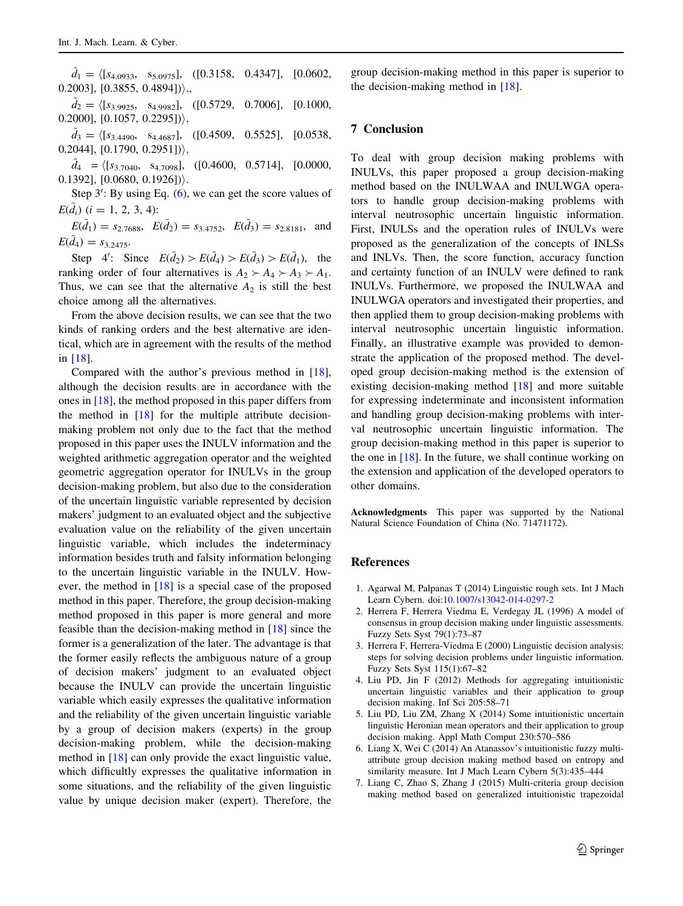$\tilde{d}_1 = \langle [s_{4.0933}, \ s_{5.0975}], \ ([0.3158, \ 0.4347], \ [0.0602, 0.2003], [0.3855, 0.4894])\rangle$,,

$\tilde{d}_2 = \langle [s_{3.9925}, \ s_{4.9982}], \ ([0.5729, \ 0.7006], \ [0.1000, 0.2000], [0.1057, 0.2295])\rangle$,

$\tilde{d}_3 = \langle [s_{3.4490}, \ s_{4.4687}], \ ([0.4509, \ 0.5525], \ [0.0538, 0.2044], [0.1790, 0.2951])\rangle$,

$\tilde{d}_4 = \langle [s_{3.7040}, \ s_{4.7098}], \ ([0.4600, \ 0.5714], \ [0.0000, 0.1392], [0.0680, 0.1926])\rangle$.

Step 3′: By using Eq. (6), we can get the score values of $E(\tilde{d}_i)$ $(i = 1, 2, 3, 4)$:

$E(\tilde{d}_1) = s_{2.7688}$, $E(\tilde{d}_2) = s_{3.4752}$, $E(\tilde{d}_3) = s_{2.8181}$, and $E(\tilde{d}_4) = s_{3.2475}$.

Step 4′: Since $E(\tilde{d}_2) > E(\tilde{d}_4) > E(\tilde{d}_3) > E(\tilde{d}_1)$, the ranking order of four alternatives is $A_2 \succ A_4 \succ A_3 \succ A_1$. Thus, we can see that the alternative $A_2$ is still the best choice among all the alternatives.

From the above decision results, we can see that the two kinds of ranking orders and the best alternative are identical, which are in agreement with the results of the method in [18].

Compared with the author's previous method in [18], although the decision results are in accordance with the ones in [18], the method proposed in this paper differs from the method in [18] for the multiple attribute decision-making problem not only due to the fact that the method proposed in this paper uses the INULV information and the weighted arithmetic aggregation operator and the weighted geometric aggregation operator for INULVs in the group decision-making problem, but also due to the consideration of the uncertain linguistic variable represented by decision makers' judgment to an evaluated object and the subjective evaluation value on the reliability of the given uncertain linguistic variable, which includes the indeterminacy information besides truth and falsity information belonging to the uncertain linguistic variable in the INULV. However, the method in [18] is a special case of the proposed method in this paper. Therefore, the group decision-making method proposed in this paper is more general and more feasible than the decision-making method in [18] since the former is a generalization of the later. The advantage is that the former easily reflects the ambiguous nature of a group of decision makers' judgment to an evaluated object because the INULV can provide the uncertain linguistic variable which easily expresses the qualitative information and the reliability of the given uncertain linguistic variable by a group of decision makers (experts) in the group decision-making problem, while the decision-making method in [18] can only provide the exact linguistic value, which difficultly expresses the qualitative information in some situations, and the reliability of the given linguistic value by unique decision maker (expert). Therefore, the group decision-making method in this paper is superior to the decision-making method in [18].

## 7 Conclusion

To deal with group decision making problems with INULVs, this paper proposed a group decision-making method based on the INULWAA and INULWGA operators to handle group decision-making problems with interval neutrosophic uncertain linguistic information. First, INULSs and the operation rules of INULVs were proposed as the generalization of the concepts of INLSs and INLVs. Then, the score function, accuracy function and certainty function of an INULV were defined to rank INULVs. Furthermore, we proposed the INULWAA and INULWGA operators and investigated their properties, and then applied them to group decision-making problems with interval neutrosophic uncertain linguistic information. Finally, an illustrative example was provided to demonstrate the application of the proposed method. The developed group decision-making method is the extension of existing decision-making method [18] and more suitable for expressing indeterminate and inconsistent information and handling group decision-making problems with interval neutrosophic uncertain linguistic information. The group decision-making method in this paper is superior to the one in [18]. In the future, we shall continue working on the extension and application of the developed operators to other domains.

**Acknowledgments** This paper was supported by the National Natural Science Foundation of China (No. 71471172).

## References

1. Agarwal M, Palpanas T (2014) Linguistic rough sets. Int J Mach Learn Cybern. doi:10.1007/s13042-014-0297-2
2. Herrera F, Herrera Viedma E, Verdegay JL (1996) A model of consensus in group decision making under linguistic assessments. Fuzzy Sets Syst 79(1):73–87
3. Herrera F, Herrera-Viedma E (2000) Linguistic decision analysis: steps for solving decision problems under linguistic information. Fuzzy Sets Syst 115(1):67–82
4. Liu PD, Jin F (2012) Methods for aggregating intuitionistic uncertain linguistic variables and their application to group decision making. Inf Sci 205:58–71
5. Liu PD, Liu ZM, Zhang X (2014) Some intuitionistic uncertain linguistic Heronian mean operators and their application to group decision making. Appl Math Comput 230:570–586
6. Liang X, Wei C (2014) An Atanassov's intuitionistic fuzzy multi-attribute group decision making method based on entropy and similarity measure. Int J Mach Learn Cybern 5(3):435–444
7. Liang C, Zhao S, Zhang J (2015) Multi-criteria group decision making method based on generalized intuitionistic trapezoidal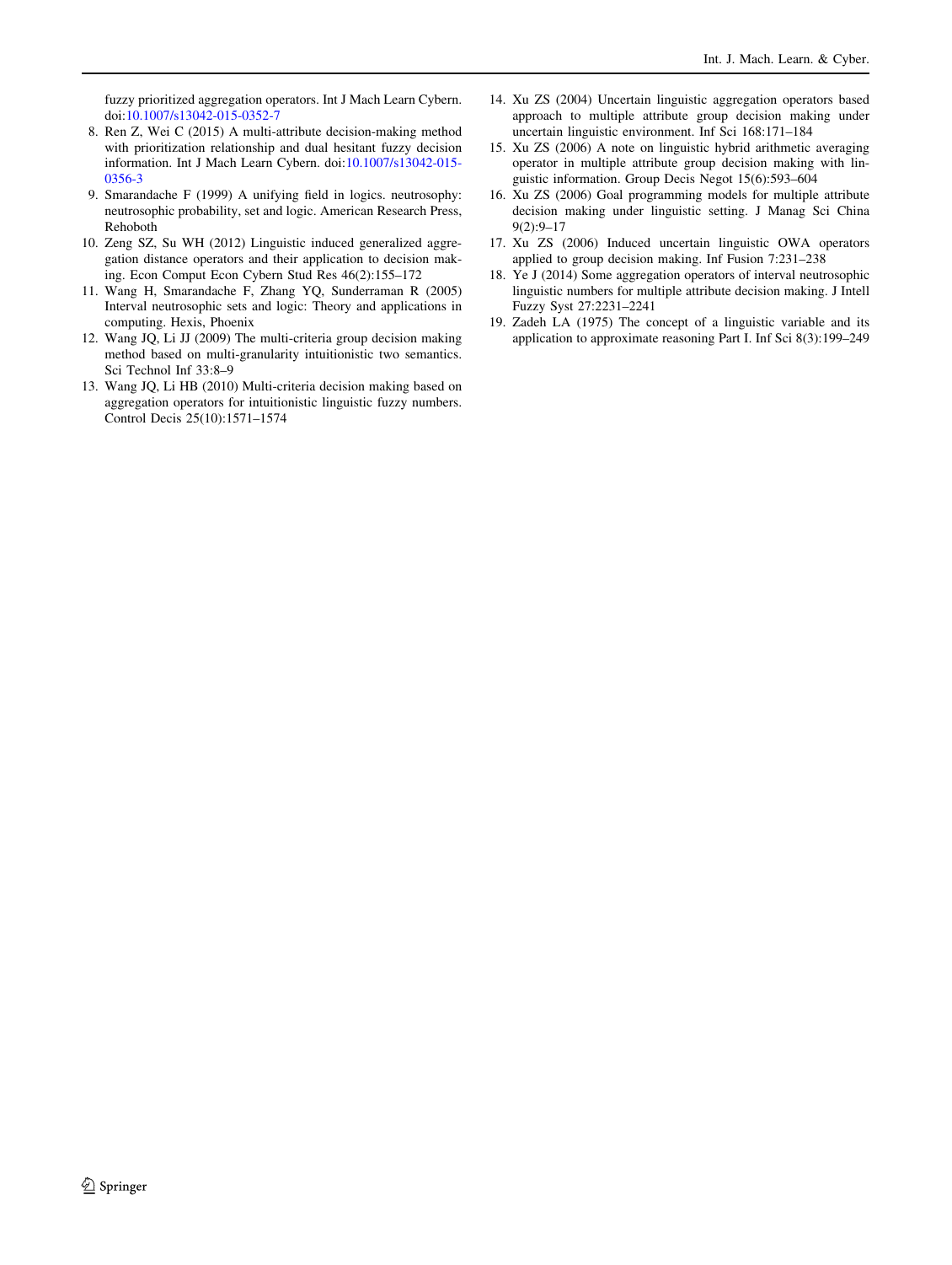fuzzy prioritized aggregation operators. Int J Mach Learn Cybern. doi:10.1007/s13042-015-0352-7

8. Ren Z, Wei C (2015) A multi-attribute decision-making method with prioritization relationship and dual hesitant fuzzy decision information. Int J Mach Learn Cybern. doi:10.1007/s13042-015-0356-3
9. Smarandache F (1999) A unifying field in logics. neutrosophy: neutrosophic probability, set and logic. American Research Press, Rehoboth
10. Zeng SZ, Su WH (2012) Linguistic induced generalized aggregation distance operators and their application to decision making. Econ Comput Econ Cybern Stud Res 46(2):155–172
11. Wang H, Smarandache F, Zhang YQ, Sunderraman R (2005) Interval neutrosophic sets and logic: Theory and applications in computing. Hexis, Phoenix
12. Wang JQ, Li JJ (2009) The multi-criteria group decision making method based on multi-granularity intuitionistic two semantics. Sci Technol Inf 33:8–9
13. Wang JQ, Li HB (2010) Multi-criteria decision making based on aggregation operators for intuitionistic linguistic fuzzy numbers. Control Decis 25(10):1571–1574
14. Xu ZS (2004) Uncertain linguistic aggregation operators based approach to multiple attribute group decision making under uncertain linguistic environment. Inf Sci 168:171–184
15. Xu ZS (2006) A note on linguistic hybrid arithmetic averaging operator in multiple attribute group decision making with linguistic information. Group Decis Negot 15(6):593–604
16. Xu ZS (2006) Goal programming models for multiple attribute decision making under linguistic setting. J Manag Sci China 9(2):9–17
17. Xu ZS (2006) Induced uncertain linguistic OWA operators applied to group decision making. Inf Fusion 7:231–238
18. Ye J (2014) Some aggregation operators of interval neutrosophic linguistic numbers for multiple attribute decision making. J Intell Fuzzy Syst 27:2231–2241
19. Zadeh LA (1975) The concept of a linguistic variable and its application to approximate reasoning Part I. Inf Sci 8(3):199–249